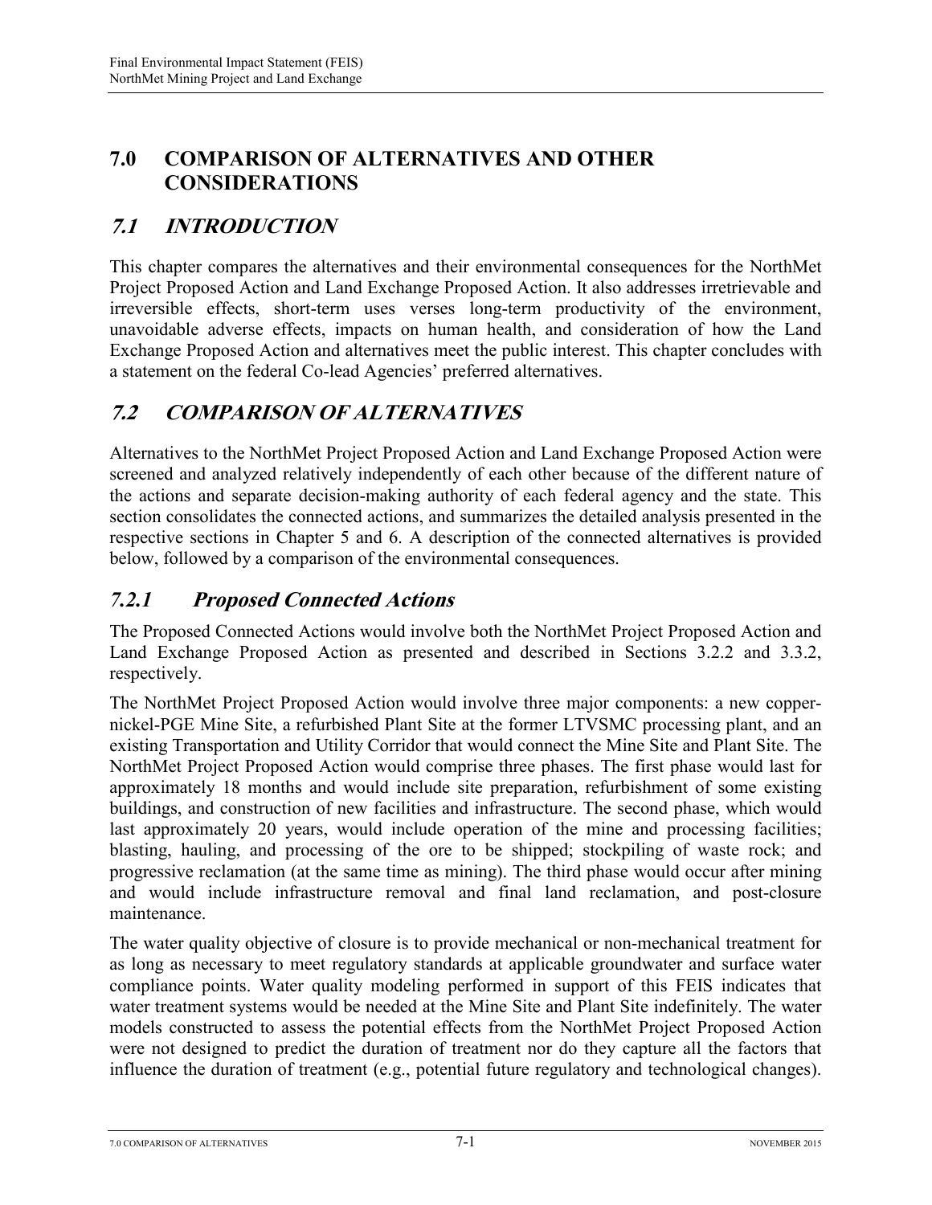# 7.0 COMPARISON OF ALTERNATIVES AND OTHER CONSIDERATIONS

## 7.1 INTRODUCTION

This chapter compares the alternatives and their environmental consequences for the NorthMet Project Proposed Action and Land Exchange Proposed Action. It also addresses irretrievable and irreversible effects, short-term uses verses long-term productivity of the environment, unavoidable adverse effects, impacts on human health, and consideration of how the Land Exchange Proposed Action and alternatives meet the public interest. This chapter concludes with a statement on the federal Co-lead Agencies' preferred alternatives.

## 7.2 COMPARISON OF ALTERNATIVES

Alternatives to the NorthMet Project Proposed Action and Land Exchange Proposed Action were screened and analyzed relatively independently of each other because of the different nature of the actions and separate decision-making authority of each federal agency and the state. This section consolidates the connected actions, and summarizes the detailed analysis presented in the respective sections in Chapter 5 and 6. A description of the connected alternatives is provided below, followed by a comparison of the environmental consequences.

### 7.2.1 Proposed Connected Actions

The Proposed Connected Actions would involve both the NorthMet Project Proposed Action and Land Exchange Proposed Action as presented and described in Sections 3.2.2 and 3.3.2, respectively.

The NorthMet Project Proposed Action would involve three major components: a new copper-nickel-PGE Mine Site, a refurbished Plant Site at the former LTVSMC processing plant, and an existing Transportation and Utility Corridor that would connect the Mine Site and Plant Site. The NorthMet Project Proposed Action would comprise three phases. The first phase would last for approximately 18 months and would include site preparation, refurbishment of some existing buildings, and construction of new facilities and infrastructure. The second phase, which would last approximately 20 years, would include operation of the mine and processing facilities; blasting, hauling, and processing of the ore to be shipped; stockpiling of waste rock; and progressive reclamation (at the same time as mining). The third phase would occur after mining and would include infrastructure removal and final land reclamation, and post-closure maintenance.

The water quality objective of closure is to provide mechanical or non-mechanical treatment for as long as necessary to meet regulatory standards at applicable groundwater and surface water compliance points. Water quality modeling performed in support of this FEIS indicates that water treatment systems would be needed at the Mine Site and Plant Site indefinitely. The water models constructed to assess the potential effects from the NorthMet Project Proposed Action were not designed to predict the duration of treatment nor do they capture all the factors that influence the duration of treatment (e.g., potential future regulatory and technological changes).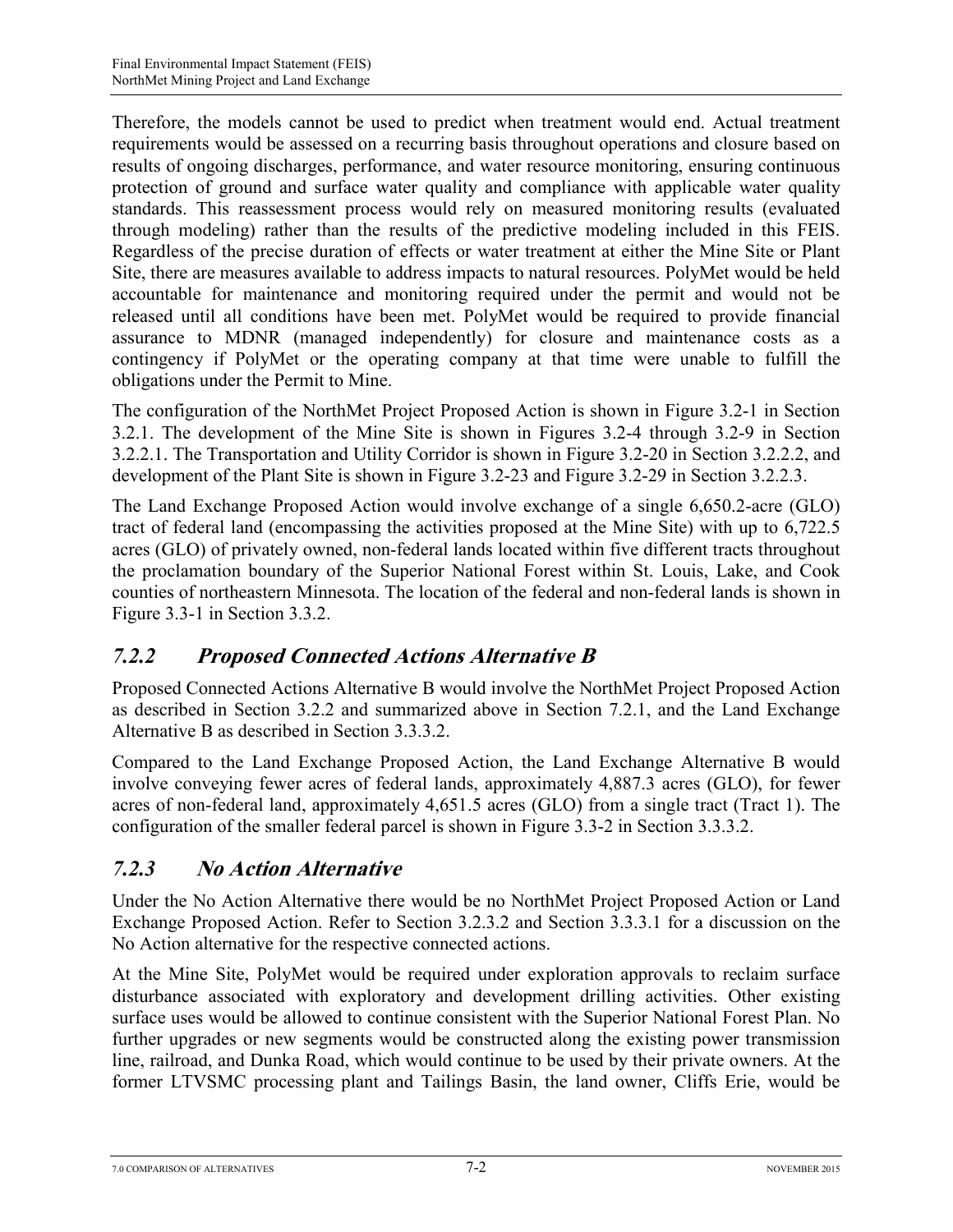Therefore, the models cannot be used to predict when treatment would end. Actual treatment requirements would be assessed on a recurring basis throughout operations and closure based on results of ongoing discharges, performance, and water resource monitoring, ensuring continuous protection of ground and surface water quality and compliance with applicable water quality standards. This reassessment process would rely on measured monitoring results (evaluated through modeling) rather than the results of the predictive modeling included in this FEIS. Regardless of the precise duration of effects or water treatment at either the Mine Site or Plant Site, there are measures available to address impacts to natural resources. PolyMet would be held accountable for maintenance and monitoring required under the permit and would not be released until all conditions have been met. PolyMet would be required to provide financial assurance to MDNR (managed independently) for closure and maintenance costs as a contingency if PolyMet or the operating company at that time were unable to fulfill the obligations under the Permit to Mine.

The configuration of the NorthMet Project Proposed Action is shown in Figure 3.2-1 in Section 3.2.1. The development of the Mine Site is shown in Figures 3.2-4 through 3.2-9 in Section 3.2.2.1. The Transportation and Utility Corridor is shown in Figure 3.2-20 in Section 3.2.2.2, and development of the Plant Site is shown in Figure 3.2-23 and Figure 3.2-29 in Section 3.2.2.3.

The Land Exchange Proposed Action would involve exchange of a single 6,650.2-acre (GLO) tract of federal land (encompassing the activities proposed at the Mine Site) with up to 6,722.5 acres (GLO) of privately owned, non-federal lands located within five different tracts throughout the proclamation boundary of the Superior National Forest within St. Louis, Lake, and Cook counties of northeastern Minnesota. The location of the federal and non-federal lands is shown in Figure 3.3-1 in Section 3.3.2.

### *7.2.2 Proposed Connected Actions Alternative B*

Proposed Connected Actions Alternative B would involve the NorthMet Project Proposed Action as described in Section 3.2.2 and summarized above in Section 7.2.1, and the Land Exchange Alternative B as described in Section 3.3.3.2.

Compared to the Land Exchange Proposed Action, the Land Exchange Alternative B would involve conveying fewer acres of federal lands, approximately 4,887.3 acres (GLO), for fewer acres of non-federal land, approximately 4,651.5 acres (GLO) from a single tract (Tract 1). The configuration of the smaller federal parcel is shown in Figure 3.3-2 in Section 3.3.3.2.

### *7.2.3 No Action Alternative*

Under the No Action Alternative there would be no NorthMet Project Proposed Action or Land Exchange Proposed Action. Refer to Section 3.2.3.2 and Section 3.3.3.1 for a discussion on the No Action alternative for the respective connected actions.

At the Mine Site, PolyMet would be required under exploration approvals to reclaim surface disturbance associated with exploratory and development drilling activities. Other existing surface uses would be allowed to continue consistent with the Superior National Forest Plan. No further upgrades or new segments would be constructed along the existing power transmission line, railroad, and Dunka Road, which would continue to be used by their private owners. At the former LTVSMC processing plant and Tailings Basin, the land owner, Cliffs Erie, would be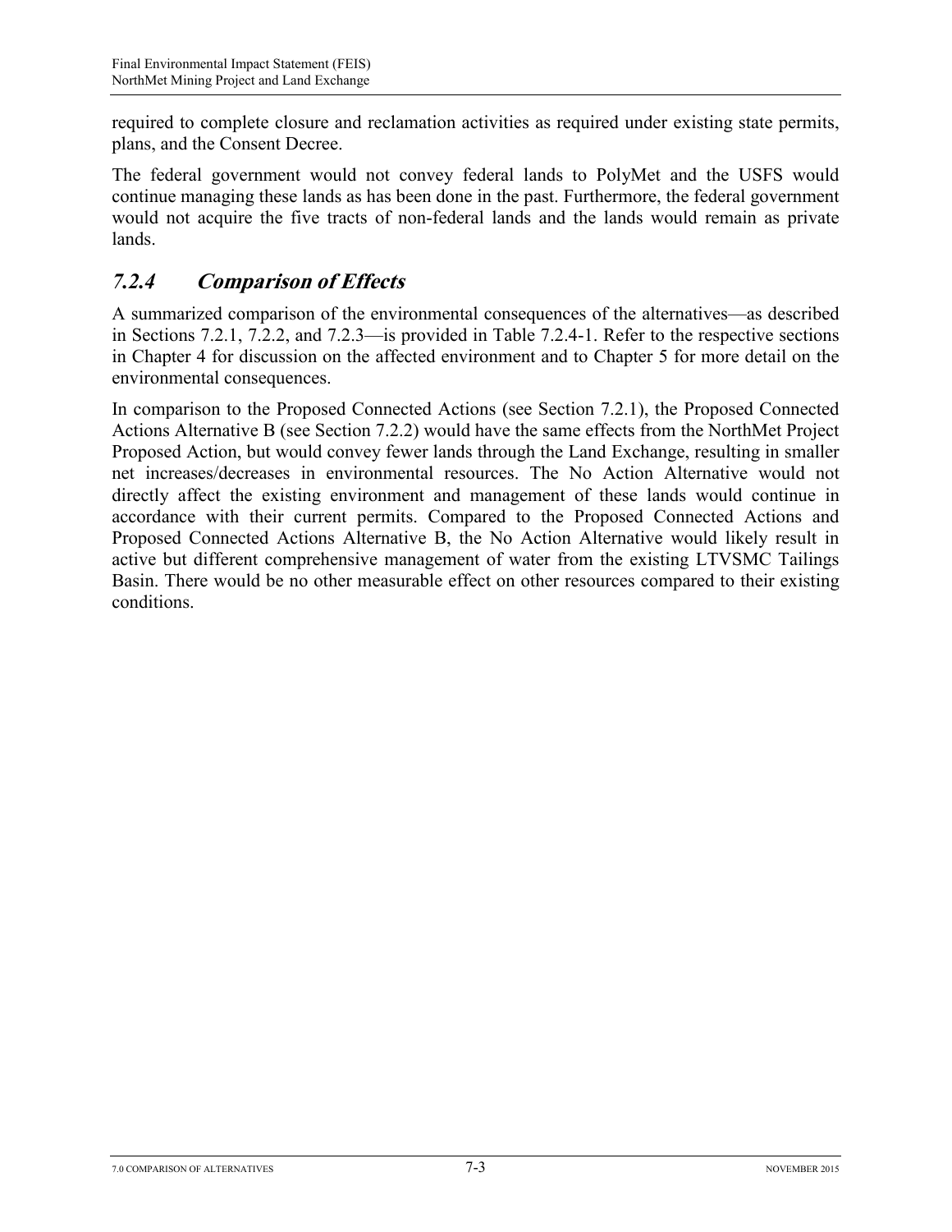required to complete closure and reclamation activities as required under existing state permits, plans, and the Consent Decree.

The federal government would not convey federal lands to PolyMet and the USFS would continue managing these lands as has been done in the past. Furthermore, the federal government would not acquire the five tracts of non-federal lands and the lands would remain as private lands.

### *7.2.4 Comparison of Effects*

A summarized comparison of the environmental consequences of the alternatives—as described in Sections 7.2.1, 7.2.2, and 7.2.3—is provided in Table 7.2.4-1. Refer to the respective sections in Chapter 4 for discussion on the affected environment and to Chapter 5 for more detail on the environmental consequences.

In comparison to the Proposed Connected Actions (see Section 7.2.1), the Proposed Connected Actions Alternative B (see Section 7.2.2) would have the same effects from the NorthMet Project Proposed Action, but would convey fewer lands through the Land Exchange, resulting in smaller net increases/decreases in environmental resources. The No Action Alternative would not directly affect the existing environment and management of these lands would continue in accordance with their current permits. Compared to the Proposed Connected Actions and Proposed Connected Actions Alternative B, the No Action Alternative would likely result in active but different comprehensive management of water from the existing LTVSMC Tailings Basin. There would be no other measurable effect on other resources compared to their existing conditions.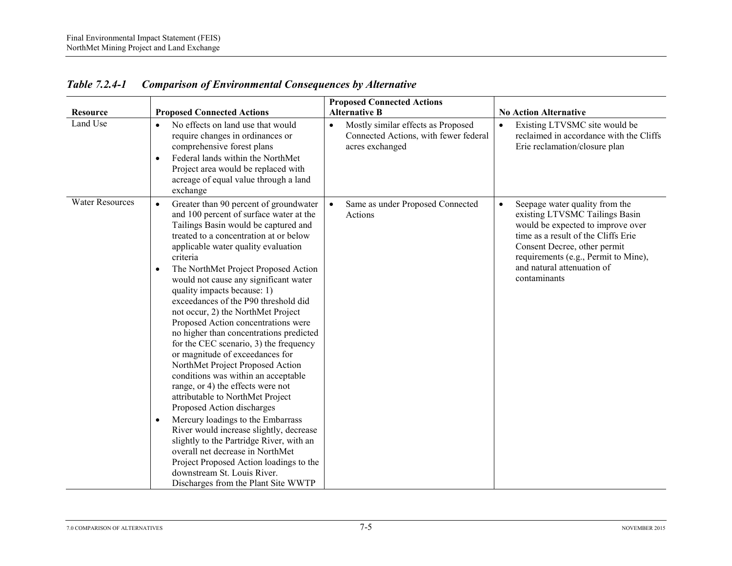### *Table 7.2.4-1 Comparison of Environmental Consequences by Alternative*

| Resource | Proposed Connected Actions | Proposed Connected Actions Alternative B | No Action Alternative |
|---|---|---|---|
| Land Use | • No effects on land use that would require changes in ordinances or comprehensive forest plans<br>• Federal lands within the NorthMet Project area would be replaced with acreage of equal value through a land exchange | • Mostly similar effects as Proposed Connected Actions, with fewer federal acres exchanged | • Existing LTVSMC site would be reclaimed in accordance with the Cliffs Erie reclamation/closure plan |
| Water Resources | • Greater than 90 percent of groundwater and 100 percent of surface water at the Tailings Basin would be captured and treated to a concentration at or below applicable water quality evaluation criteria<br>• The NorthMet Project Proposed Action would not cause any significant water quality impacts because: 1) exceedances of the P90 threshold did not occur, 2) the NorthMet Project Proposed Action concentrations were no higher than concentrations predicted for the CEC scenario, 3) the frequency or magnitude of exceedances for NorthMet Project Proposed Action conditions was within an acceptable range, or 4) the effects were not attributable to NorthMet Project Proposed Action discharges<br>• Mercury loadings to the Embarrass River would increase slightly, decrease slightly to the Partridge River, with an overall net decrease in NorthMet Project Proposed Action loadings to the downstream St. Louis River. Discharges from the Plant Site WWTP | • Same as under Proposed Connected Actions | • Seepage water quality from the existing LTVSMC Tailings Basin would be expected to improve over time as a result of the Cliffs Erie Consent Decree, other permit requirements (e.g., Permit to Mine), and natural attenuation of contaminants |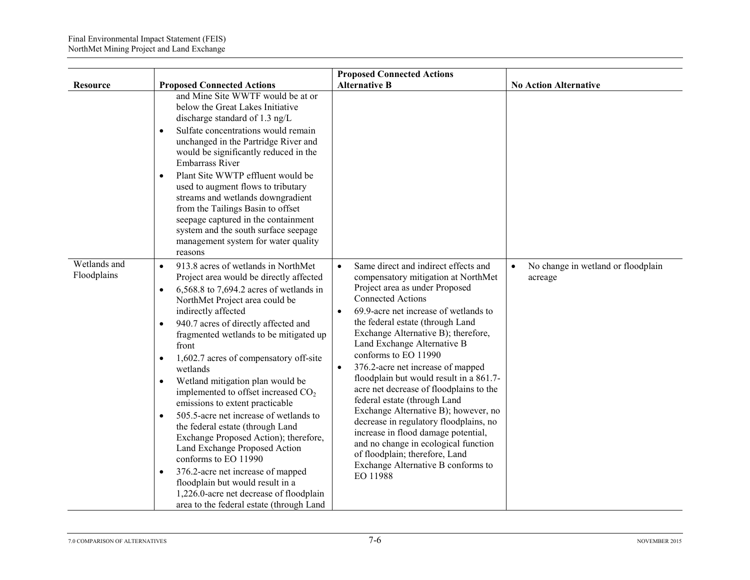| Resource | Proposed Connected Actions | Proposed Connected Actions Alternative B | No Action Alternative |
|---|---|---|---|
| | and Mine Site WWTF would be at or below the Great Lakes Initiative discharge standard of 1.3 ng/L<br>• Sulfate concentrations would remain unchanged in the Partridge River and would be significantly reduced in the Embarrass River<br>• Plant Site WWTP effluent would be used to augment flows to tributary streams and wetlands downgradient from the Tailings Basin to offset seepage captured in the containment system and the south surface seepage management system for water quality reasons | | |
| Wetlands and Floodplains | • 913.8 acres of wetlands in NorthMet Project area would be directly affected<br>• 6,568.8 to 7,694.2 acres of wetlands in NorthMet Project area could be indirectly affected<br>• 940.7 acres of directly affected and fragmented wetlands to be mitigated up front<br>• 1,602.7 acres of compensatory off-site wetlands<br>• Wetland mitigation plan would be implemented to offset increased $CO_2$ emissions to extent practicable<br>• 505.5-acre net increase of wetlands to the federal estate (through Land Exchange Proposed Action); therefore, Land Exchange Proposed Action conforms to EO 11990<br>• 376.2-acre net increase of mapped floodplain but would result in a 1,226.0-acre net decrease of floodplain area to the federal estate (through Land | • Same direct and indirect effects and compensatory mitigation at NorthMet Project area as under Proposed Connected Actions<br>• 69.9-acre net increase of wetlands to the federal estate (through Land Exchange Alternative B); therefore, Land Exchange Alternative B conforms to EO 11990<br>• 376.2-acre net increase of mapped floodplain but would result in a 861.7-acre net decrease of floodplains to the federal estate (through Land Exchange Alternative B); however, no decrease in regulatory floodplains, no increase in flood damage potential, and no change in ecological function of floodplain; therefore, Land Exchange Alternative B conforms to EO 11988 | • No change in wetland or floodplain acreage |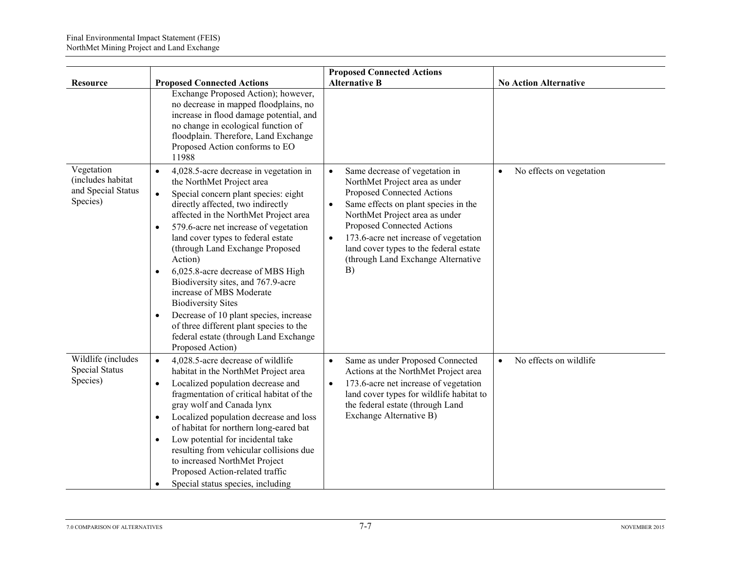| Resource | Proposed Connected Actions | Proposed Connected Actions Alternative B | No Action Alternative |
|---|---|---|---|
| | Exchange Proposed Action); however, no decrease in mapped floodplains, no increase in flood damage potential, and no change in ecological function of floodplain. Therefore, Land Exchange Proposed Action conforms to EO 11988 | | |
| Vegetation (includes habitat and Special Status Species) | • 4,028.5-acre decrease in vegetation in the NorthMet Project area<br>• Special concern plant species: eight directly affected, two indirectly affected in the NorthMet Project area<br>• 579.6-acre net increase of vegetation land cover types to federal estate (through Land Exchange Proposed Action)<br>• 6,025.8-acre decrease of MBS High Biodiversity sites, and 767.9-acre increase of MBS Moderate Biodiversity Sites<br>• Decrease of 10 plant species, increase of three different plant species to the federal estate (through Land Exchange Proposed Action) | • Same decrease of vegetation in NorthMet Project area as under Proposed Connected Actions<br>• Same effects on plant species in the NorthMet Project area as under Proposed Connected Actions<br>• 173.6-acre net increase of vegetation land cover types to the federal estate (through Land Exchange Alternative B) | • No effects on vegetation |
| Wildlife (includes Special Status Species) | • 4,028.5-acre decrease of wildlife habitat in the NorthMet Project area<br>• Localized population decrease and fragmentation of critical habitat of the gray wolf and Canada lynx<br>• Localized population decrease and loss of habitat for northern long-eared bat<br>• Low potential for incidental take resulting from vehicular collisions due to increased NorthMet Project Proposed Action-related traffic<br>• Special status species, including | • Same as under Proposed Connected Actions at the NorthMet Project area<br>• 173.6-acre net increase of vegetation land cover types for wildlife habitat to the federal estate (through Land Exchange Alternative B) | • No effects on wildlife |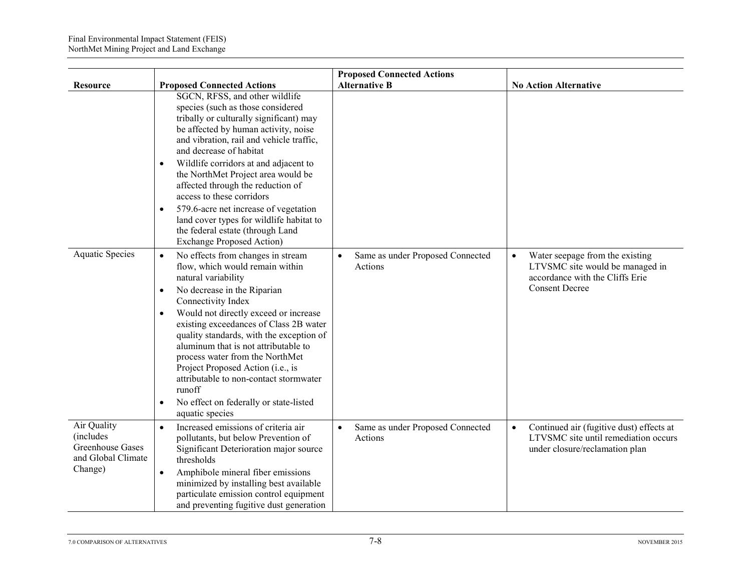| Resource | Proposed Connected Actions | Proposed Connected Actions Alternative B | No Action Alternative |
|---|---|---|---|
| | SGCN, RFSS, and other wildlife species (such as those considered tribally or culturally significant) may be affected by human activity, noise and vibration, rail and vehicle traffic, and decrease of habitat<br>• Wildlife corridors at and adjacent to the NorthMet Project area would be affected through the reduction of access to these corridors<br>• 579.6-acre net increase of vegetation land cover types for wildlife habitat to the federal estate (through Land Exchange Proposed Action) | | |
| Aquatic Species | • No effects from changes in stream flow, which would remain within natural variability<br>• No decrease in the Riparian Connectivity Index<br>• Would not directly exceed or increase existing exceedances of Class 2B water quality standards, with the exception of aluminum that is not attributable to process water from the NorthMet Project Proposed Action (i.e., is attributable to non-contact stormwater runoff<br>• No effect on federally or state-listed aquatic species | • Same as under Proposed Connected Actions | • Water seepage from the existing LTVSMC site would be managed in accordance with the Cliffs Erie Consent Decree |
| Air Quality (includes Greenhouse Gases and Global Climate Change) | • Increased emissions of criteria air pollutants, but below Prevention of Significant Deterioration major source thresholds<br>• Amphibole mineral fiber emissions minimized by installing best available particulate emission control equipment and preventing fugitive dust generation | • Same as under Proposed Connected Actions | • Continued air (fugitive dust) effects at LTVSMC site until remediation occurs under closure/reclamation plan |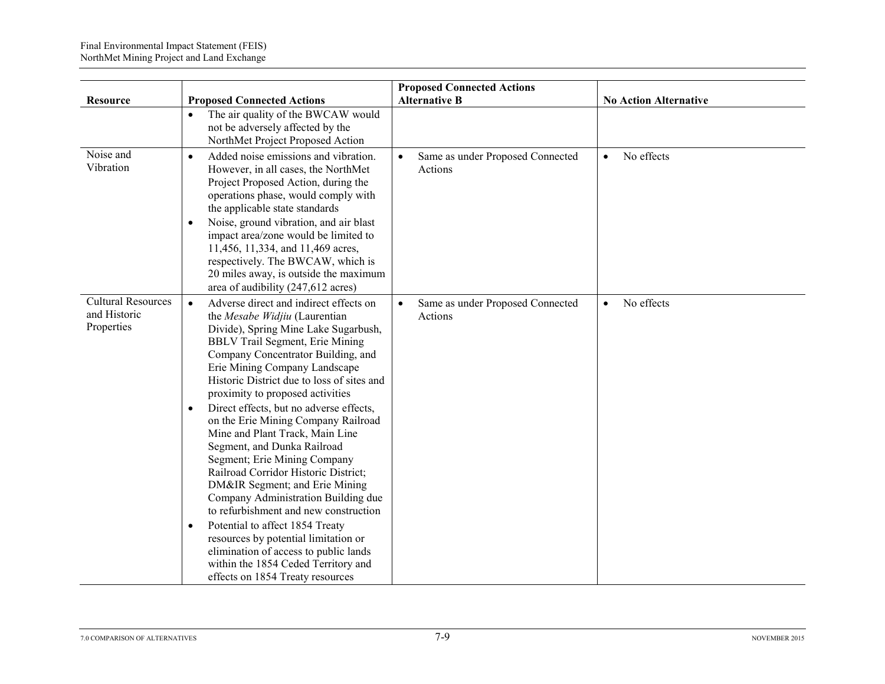| Resource | Proposed Connected Actions | Proposed Connected Actions Alternative B | No Action Alternative |
|---|---|---|---|
| | • The air quality of the BWCAW would not be adversely affected by the NorthMet Project Proposed Action | | |
| Noise and Vibration | • Added noise emissions and vibration. However, in all cases, the NorthMet Project Proposed Action, during the operations phase, would comply with the applicable state standards<br>• Noise, ground vibration, and air blast impact area/zone would be limited to 11,456, 11,334, and 11,469 acres, respectively. The BWCAW, which is 20 miles away, is outside the maximum area of audibility (247,612 acres) | • Same as under Proposed Connected Actions | • No effects |
| Cultural Resources and Historic Properties | • Adverse direct and indirect effects on the *Mesabe Widjiu* (Laurentian Divide), Spring Mine Lake Sugarbush, BBLV Trail Segment, Erie Mining Company Concentrator Building, and Erie Mining Company Landscape Historic District due to loss of sites and proximity to proposed activities<br>• Direct effects, but no adverse effects, on the Erie Mining Company Railroad Mine and Plant Track, Main Line Segment, and Dunka Railroad Segment; Erie Mining Company Railroad Corridor Historic District; DM&IR Segment; and Erie Mining Company Administration Building due to refurbishment and new construction<br>• Potential to affect 1854 Treaty resources by potential limitation or elimination of access to public lands within the 1854 Ceded Territory and effects on 1854 Treaty resources | • Same as under Proposed Connected Actions | • No effects |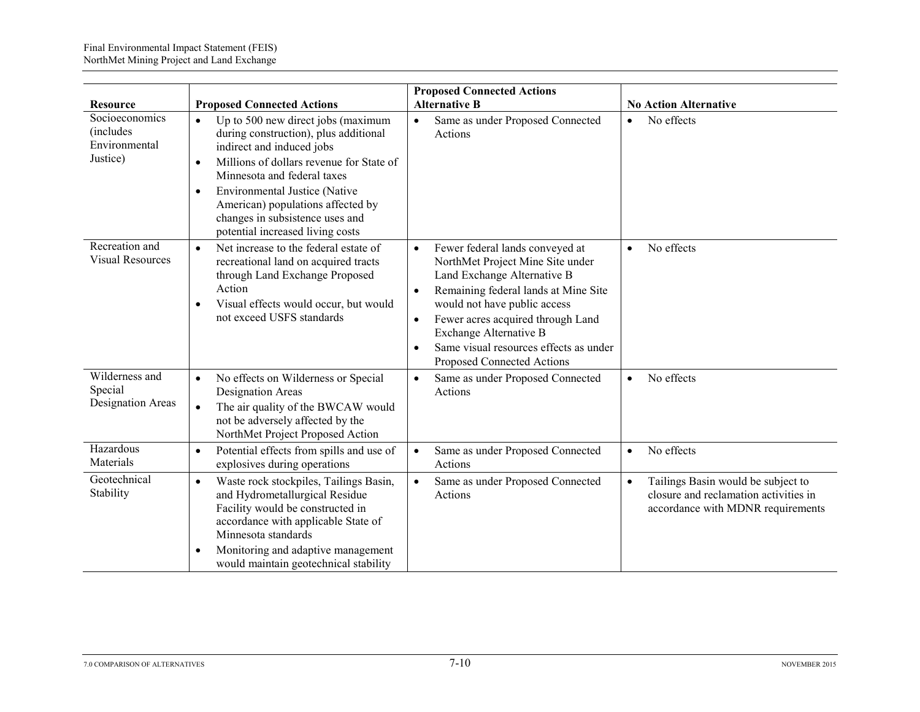| Resource | Proposed Connected Actions | Proposed Connected Actions Alternative B | No Action Alternative |
|---|---|---|---|
| Socioeconomics (includes Environmental Justice) | • Up to 500 new direct jobs (maximum during construction), plus additional indirect and induced jobs<br>• Millions of dollars revenue for State of Minnesota and federal taxes<br>• Environmental Justice (Native American) populations affected by changes in subsistence uses and potential increased living costs | • Same as under Proposed Connected Actions | • No effects |
| Recreation and Visual Resources | • Net increase to the federal estate of recreational land on acquired tracts through Land Exchange Proposed Action<br>• Visual effects would occur, but would not exceed USFS standards | • Fewer federal lands conveyed at NorthMet Project Mine Site under Land Exchange Alternative B<br>• Remaining federal lands at Mine Site would not have public access<br>• Fewer acres acquired through Land Exchange Alternative B<br>• Same visual resources effects as under Proposed Connected Actions | • No effects |
| Wilderness and Special Designation Areas | • No effects on Wilderness or Special Designation Areas<br>• The air quality of the BWCAW would not be adversely affected by the NorthMet Project Proposed Action | • Same as under Proposed Connected Actions | • No effects |
| Hazardous Materials | • Potential effects from spills and use of explosives during operations | • Same as under Proposed Connected Actions | • No effects |
| Geotechnical Stability | • Waste rock stockpiles, Tailings Basin, and Hydrometallurgical Residue Facility would be constructed in accordance with applicable State of Minnesota standards<br>• Monitoring and adaptive management would maintain geotechnical stability | • Same as under Proposed Connected Actions | • Tailings Basin would be subject to closure and reclamation activities in accordance with MDNR requirements |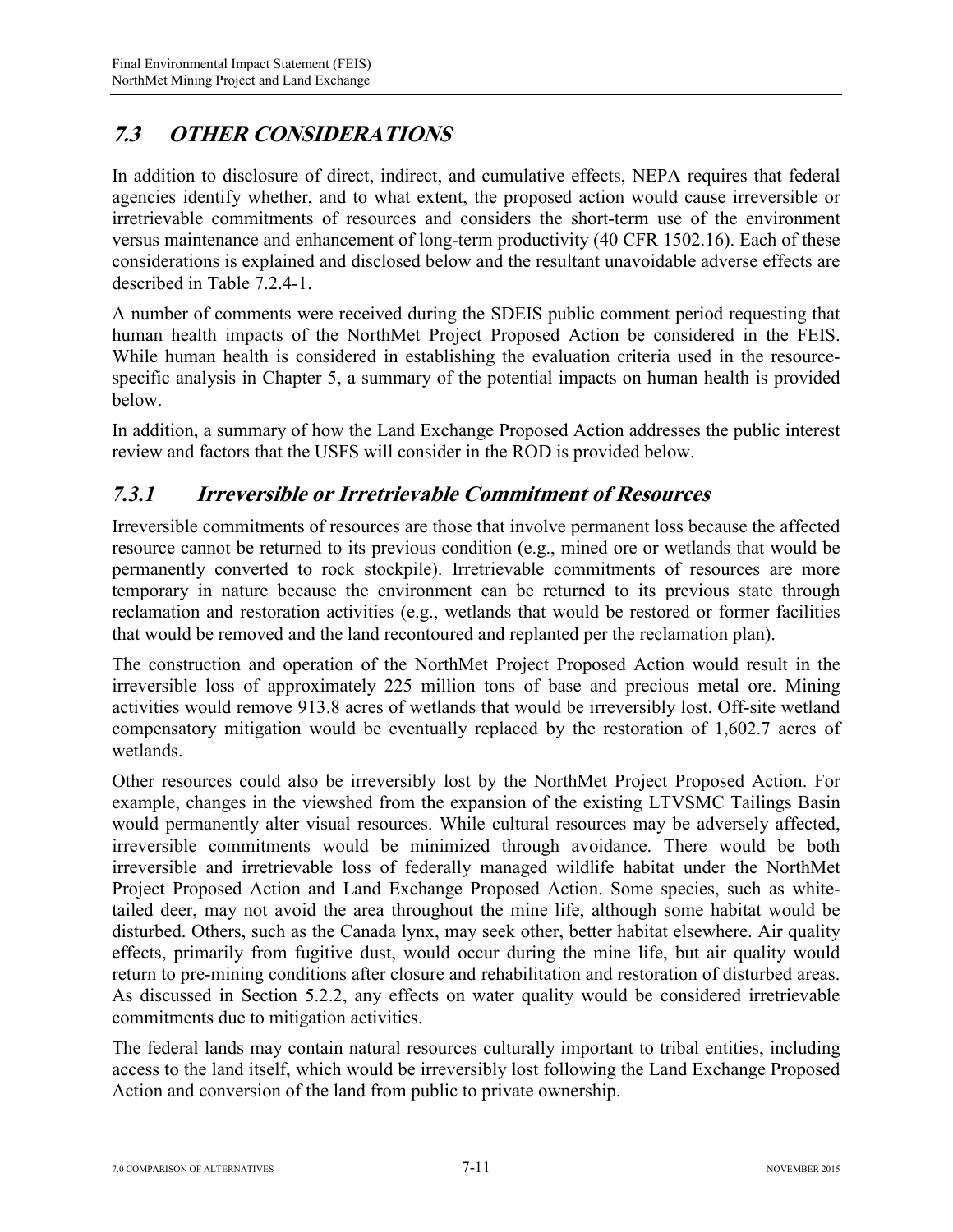## 7.3 OTHER CONSIDERATIONS

In addition to disclosure of direct, indirect, and cumulative effects, NEPA requires that federal agencies identify whether, and to what extent, the proposed action would cause irreversible or irretrievable commitments of resources and considers the short-term use of the environment versus maintenance and enhancement of long-term productivity (40 CFR 1502.16). Each of these considerations is explained and disclosed below and the resultant unavoidable adverse effects are described in Table 7.2.4-1.

A number of comments were received during the SDEIS public comment period requesting that human health impacts of the NorthMet Project Proposed Action be considered in the FEIS. While human health is considered in establishing the evaluation criteria used in the resource-specific analysis in Chapter 5, a summary of the potential impacts on human health is provided below.

In addition, a summary of how the Land Exchange Proposed Action addresses the public interest review and factors that the USFS will consider in the ROD is provided below.

### 7.3.1 Irreversible or Irretrievable Commitment of Resources

Irreversible commitments of resources are those that involve permanent loss because the affected resource cannot be returned to its previous condition (e.g., mined ore or wetlands that would be permanently converted to rock stockpile). Irretrievable commitments of resources are more temporary in nature because the environment can be returned to its previous state through reclamation and restoration activities (e.g., wetlands that would be restored or former facilities that would be removed and the land recontoured and replanted per the reclamation plan).

The construction and operation of the NorthMet Project Proposed Action would result in the irreversible loss of approximately 225 million tons of base and precious metal ore. Mining activities would remove 913.8 acres of wetlands that would be irreversibly lost. Off-site wetland compensatory mitigation would be eventually replaced by the restoration of 1,602.7 acres of wetlands.

Other resources could also be irreversibly lost by the NorthMet Project Proposed Action. For example, changes in the viewshed from the expansion of the existing LTVSMC Tailings Basin would permanently alter visual resources. While cultural resources may be adversely affected, irreversible commitments would be minimized through avoidance. There would be both irreversible and irretrievable loss of federally managed wildlife habitat under the NorthMet Project Proposed Action and Land Exchange Proposed Action. Some species, such as white-tailed deer, may not avoid the area throughout the mine life, although some habitat would be disturbed. Others, such as the Canada lynx, may seek other, better habitat elsewhere. Air quality effects, primarily from fugitive dust, would occur during the mine life, but air quality would return to pre-mining conditions after closure and rehabilitation and restoration of disturbed areas. As discussed in Section 5.2.2, any effects on water quality would be considered irretrievable commitments due to mitigation activities.

The federal lands may contain natural resources culturally important to tribal entities, including access to the land itself, which would be irreversibly lost following the Land Exchange Proposed Action and conversion of the land from public to private ownership.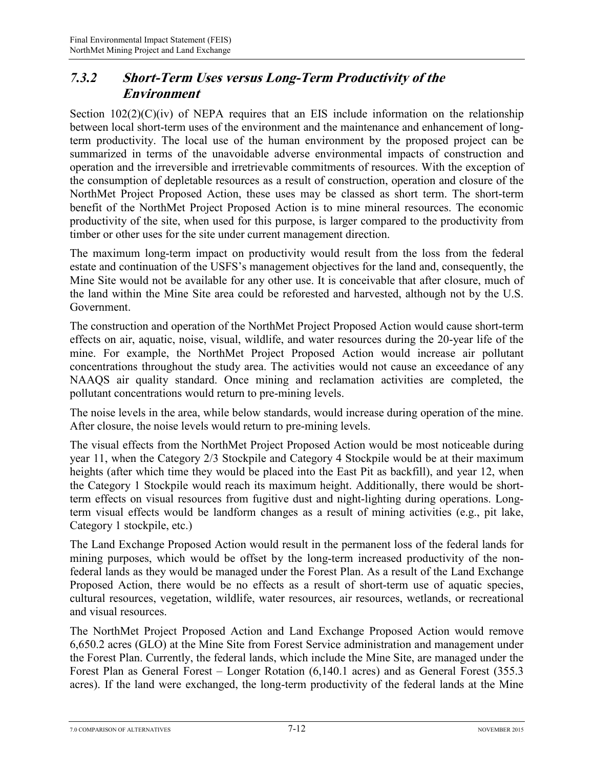## *7.3.2 Short-Term Uses versus Long-Term Productivity of the Environment*

Section 102(2)(C)(iv) of NEPA requires that an EIS include information on the relationship between local short-term uses of the environment and the maintenance and enhancement of long-term productivity. The local use of the human environment by the proposed project can be summarized in terms of the unavoidable adverse environmental impacts of construction and operation and the irreversible and irretrievable commitments of resources. With the exception of the consumption of depletable resources as a result of construction, operation and closure of the NorthMet Project Proposed Action, these uses may be classed as short term. The short-term benefit of the NorthMet Project Proposed Action is to mine mineral resources. The economic productivity of the site, when used for this purpose, is larger compared to the productivity from timber or other uses for the site under current management direction.

The maximum long-term impact on productivity would result from the loss from the federal estate and continuation of the USFS's management objectives for the land and, consequently, the Mine Site would not be available for any other use. It is conceivable that after closure, much of the land within the Mine Site area could be reforested and harvested, although not by the U.S. Government.

The construction and operation of the NorthMet Project Proposed Action would cause short-term effects on air, aquatic, noise, visual, wildlife, and water resources during the 20-year life of the mine. For example, the NorthMet Project Proposed Action would increase air pollutant concentrations throughout the study area. The activities would not cause an exceedance of any NAAQS air quality standard. Once mining and reclamation activities are completed, the pollutant concentrations would return to pre-mining levels.

The noise levels in the area, while below standards, would increase during operation of the mine. After closure, the noise levels would return to pre-mining levels.

The visual effects from the NorthMet Project Proposed Action would be most noticeable during year 11, when the Category 2/3 Stockpile and Category 4 Stockpile would be at their maximum heights (after which time they would be placed into the East Pit as backfill), and year 12, when the Category 1 Stockpile would reach its maximum height. Additionally, there would be short-term effects on visual resources from fugitive dust and night-lighting during operations. Long-term visual effects would be landform changes as a result of mining activities (e.g., pit lake, Category 1 stockpile, etc.)

The Land Exchange Proposed Action would result in the permanent loss of the federal lands for mining purposes, which would be offset by the long-term increased productivity of the non-federal lands as they would be managed under the Forest Plan. As a result of the Land Exchange Proposed Action, there would be no effects as a result of short-term use of aquatic species, cultural resources, vegetation, wildlife, water resources, air resources, wetlands, or recreational and visual resources.

The NorthMet Project Proposed Action and Land Exchange Proposed Action would remove 6,650.2 acres (GLO) at the Mine Site from Forest Service administration and management under the Forest Plan. Currently, the federal lands, which include the Mine Site, are managed under the Forest Plan as General Forest – Longer Rotation (6,140.1 acres) and as General Forest (355.3 acres). If the land were exchanged, the long-term productivity of the federal lands at the Mine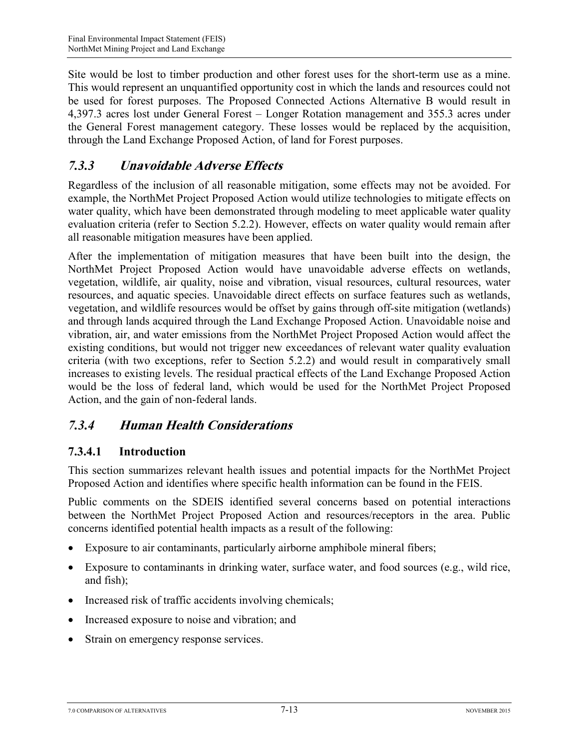Site would be lost to timber production and other forest uses for the short-term use as a mine. This would represent an unquantified opportunity cost in which the lands and resources could not be used for forest purposes. The Proposed Connected Actions Alternative B would result in 4,397.3 acres lost under General Forest – Longer Rotation management and 355.3 acres under the General Forest management category. These losses would be replaced by the acquisition, through the Land Exchange Proposed Action, of land for Forest purposes.

### *7.3.3 Unavoidable Adverse Effects*

Regardless of the inclusion of all reasonable mitigation, some effects may not be avoided. For example, the NorthMet Project Proposed Action would utilize technologies to mitigate effects on water quality, which have been demonstrated through modeling to meet applicable water quality evaluation criteria (refer to Section 5.2.2). However, effects on water quality would remain after all reasonable mitigation measures have been applied.

After the implementation of mitigation measures that have been built into the design, the NorthMet Project Proposed Action would have unavoidable adverse effects on wetlands, vegetation, wildlife, air quality, noise and vibration, visual resources, cultural resources, water resources, and aquatic species. Unavoidable direct effects on surface features such as wetlands, vegetation, and wildlife resources would be offset by gains through off-site mitigation (wetlands) and through lands acquired through the Land Exchange Proposed Action. Unavoidable noise and vibration, air, and water emissions from the NorthMet Project Proposed Action would affect the existing conditions, but would not trigger new exceedances of relevant water quality evaluation criteria (with two exceptions, refer to Section 5.2.2) and would result in comparatively small increases to existing levels. The residual practical effects of the Land Exchange Proposed Action would be the loss of federal land, which would be used for the NorthMet Project Proposed Action, and the gain of non-federal lands.

### *7.3.4 Human Health Considerations*

#### 7.3.4.1 Introduction

This section summarizes relevant health issues and potential impacts for the NorthMet Project Proposed Action and identifies where specific health information can be found in the FEIS.

Public comments on the SDEIS identified several concerns based on potential interactions between the NorthMet Project Proposed Action and resources/receptors in the area. Public concerns identified potential health impacts as a result of the following:

- Exposure to air contaminants, particularly airborne amphibole mineral fibers;
- Exposure to contaminants in drinking water, surface water, and food sources (e.g., wild rice, and fish);
- Increased risk of traffic accidents involving chemicals;
- Increased exposure to noise and vibration; and
- Strain on emergency response services.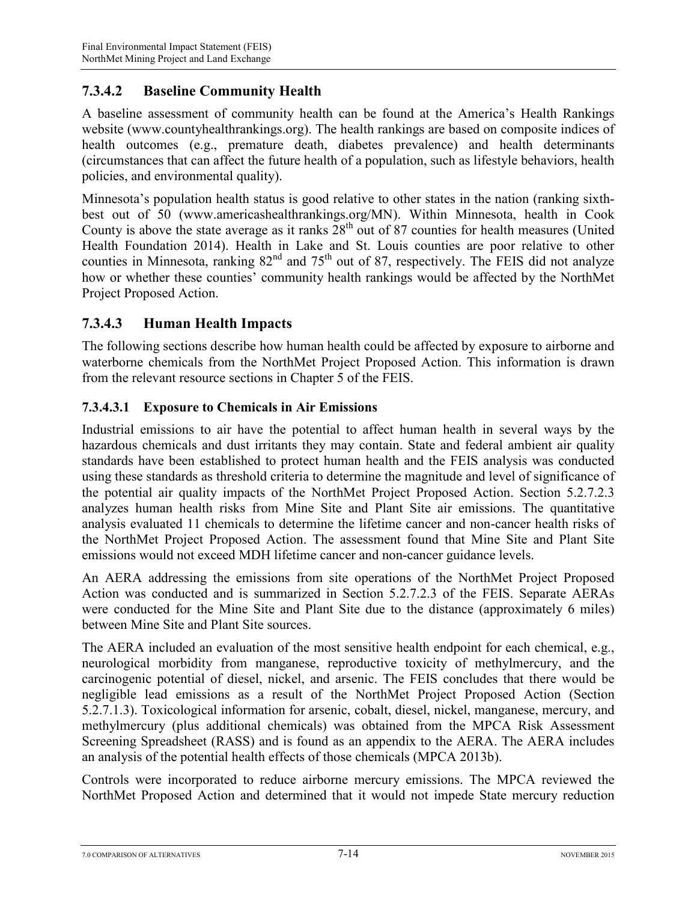### 7.3.4.2 Baseline Community Health

A baseline assessment of community health can be found at the America's Health Rankings website (www.countyhealthrankings.org). The health rankings are based on composite indices of health outcomes (e.g., premature death, diabetes prevalence) and health determinants (circumstances that can affect the future health of a population, such as lifestyle behaviors, health policies, and environmental quality).

Minnesota's population health status is good relative to other states in the nation (ranking sixth-best out of 50 (www.americashealthrankings.org/MN). Within Minnesota, health in Cook County is above the state average as it ranks 28th out of 87 counties for health measures (United Health Foundation 2014). Health in Lake and St. Louis counties are poor relative to other counties in Minnesota, ranking 82nd and 75th out of 87, respectively. The FEIS did not analyze how or whether these counties' community health rankings would be affected by the NorthMet Project Proposed Action.

### 7.3.4.3 Human Health Impacts

The following sections describe how human health could be affected by exposure to airborne and waterborne chemicals from the NorthMet Project Proposed Action. This information is drawn from the relevant resource sections in Chapter 5 of the FEIS.

#### 7.3.4.3.1 Exposure to Chemicals in Air Emissions

Industrial emissions to air have the potential to affect human health in several ways by the hazardous chemicals and dust irritants they may contain. State and federal ambient air quality standards have been established to protect human health and the FEIS analysis was conducted using these standards as threshold criteria to determine the magnitude and level of significance of the potential air quality impacts of the NorthMet Project Proposed Action. Section 5.2.7.2.3 analyzes human health risks from Mine Site and Plant Site air emissions. The quantitative analysis evaluated 11 chemicals to determine the lifetime cancer and non-cancer health risks of the NorthMet Project Proposed Action. The assessment found that Mine Site and Plant Site emissions would not exceed MDH lifetime cancer and non-cancer guidance levels.

An AERA addressing the emissions from site operations of the NorthMet Project Proposed Action was conducted and is summarized in Section 5.2.7.2.3 of the FEIS. Separate AERAs were conducted for the Mine Site and Plant Site due to the distance (approximately 6 miles) between Mine Site and Plant Site sources.

The AERA included an evaluation of the most sensitive health endpoint for each chemical, e.g., neurological morbidity from manganese, reproductive toxicity of methylmercury, and the carcinogenic potential of diesel, nickel, and arsenic. The FEIS concludes that there would be negligible lead emissions as a result of the NorthMet Project Proposed Action (Section 5.2.7.1.3). Toxicological information for arsenic, cobalt, diesel, nickel, manganese, mercury, and methylmercury (plus additional chemicals) was obtained from the MPCA Risk Assessment Screening Spreadsheet (RASS) and is found as an appendix to the AERA. The AERA includes an analysis of the potential health effects of those chemicals (MPCA 2013b).

Controls were incorporated to reduce airborne mercury emissions. The MPCA reviewed the NorthMet Proposed Action and determined that it would not impede State mercury reduction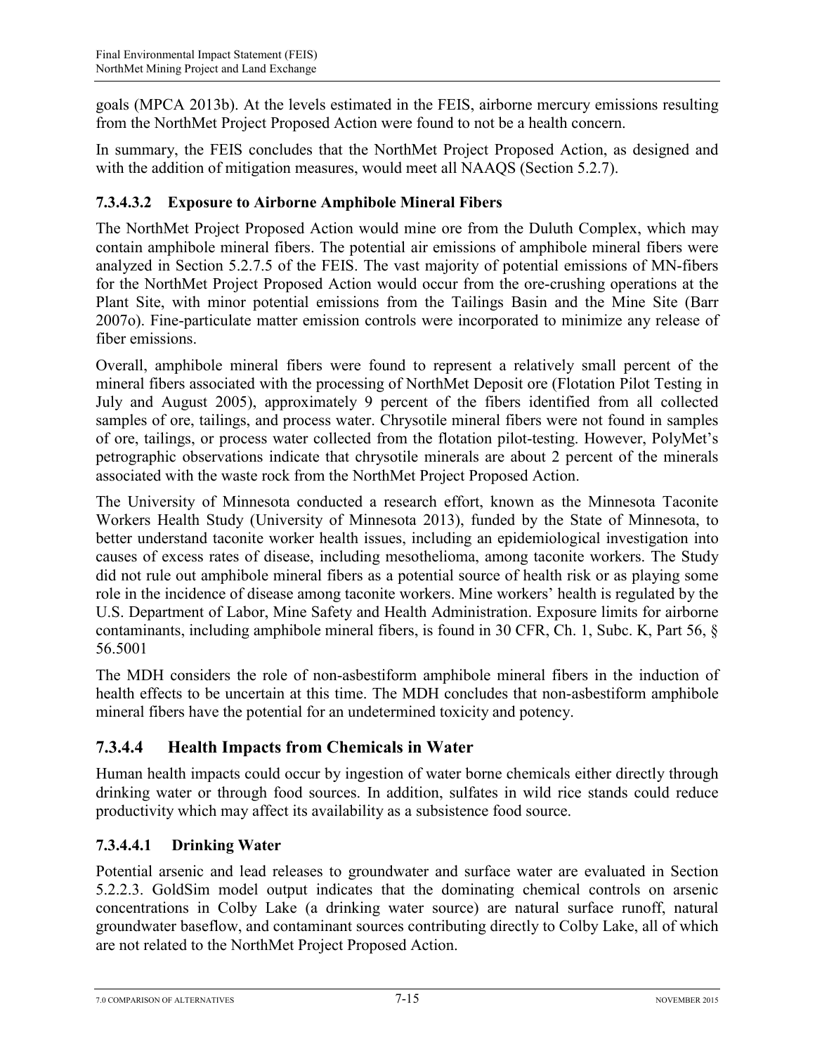goals (MPCA 2013b). At the levels estimated in the FEIS, airborne mercury emissions resulting from the NorthMet Project Proposed Action were found to not be a health concern.

In summary, the FEIS concludes that the NorthMet Project Proposed Action, as designed and with the addition of mitigation measures, would meet all NAAQS (Section 5.2.7).

#### 7.3.4.3.2 Exposure to Airborne Amphibole Mineral Fibers

The NorthMet Project Proposed Action would mine ore from the Duluth Complex, which may contain amphibole mineral fibers. The potential air emissions of amphibole mineral fibers were analyzed in Section 5.2.7.5 of the FEIS. The vast majority of potential emissions of MN-fibers for the NorthMet Project Proposed Action would occur from the ore-crushing operations at the Plant Site, with minor potential emissions from the Tailings Basin and the Mine Site (Barr 2007o). Fine-particulate matter emission controls were incorporated to minimize any release of fiber emissions.

Overall, amphibole mineral fibers were found to represent a relatively small percent of the mineral fibers associated with the processing of NorthMet Deposit ore (Flotation Pilot Testing in July and August 2005), approximately 9 percent of the fibers identified from all collected samples of ore, tailings, and process water. Chrysotile mineral fibers were not found in samples of ore, tailings, or process water collected from the flotation pilot-testing. However, PolyMet's petrographic observations indicate that chrysotile minerals are about 2 percent of the minerals associated with the waste rock from the NorthMet Project Proposed Action.

The University of Minnesota conducted a research effort, known as the Minnesota Taconite Workers Health Study (University of Minnesota 2013), funded by the State of Minnesota, to better understand taconite worker health issues, including an epidemiological investigation into causes of excess rates of disease, including mesothelioma, among taconite workers. The Study did not rule out amphibole mineral fibers as a potential source of health risk or as playing some role in the incidence of disease among taconite workers. Mine workers' health is regulated by the U.S. Department of Labor, Mine Safety and Health Administration. Exposure limits for airborne contaminants, including amphibole mineral fibers, is found in 30 CFR, Ch. 1, Subc. K, Part 56, § 56.5001

The MDH considers the role of non-asbestiform amphibole mineral fibers in the induction of health effects to be uncertain at this time. The MDH concludes that non-asbestiform amphibole mineral fibers have the potential for an undetermined toxicity and potency.

### 7.3.4.4 Health Impacts from Chemicals in Water

Human health impacts could occur by ingestion of water borne chemicals either directly through drinking water or through food sources. In addition, sulfates in wild rice stands could reduce productivity which may affect its availability as a subsistence food source.

#### 7.3.4.4.1 Drinking Water

Potential arsenic and lead releases to groundwater and surface water are evaluated in Section 5.2.2.3. GoldSim model output indicates that the dominating chemical controls on arsenic concentrations in Colby Lake (a drinking water source) are natural surface runoff, natural groundwater baseflow, and contaminant sources contributing directly to Colby Lake, all of which are not related to the NorthMet Project Proposed Action.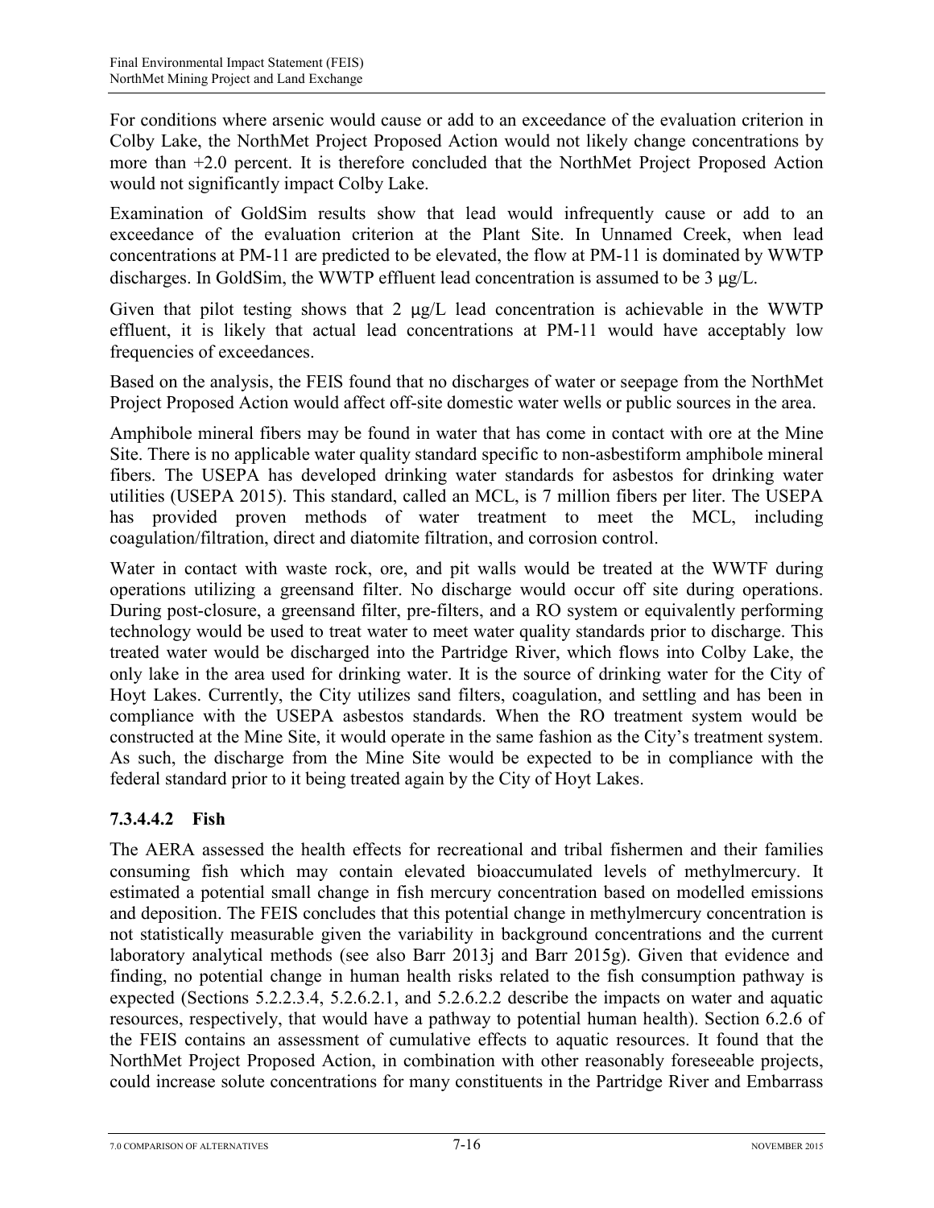For conditions where arsenic would cause or add to an exceedance of the evaluation criterion in Colby Lake, the NorthMet Project Proposed Action would not likely change concentrations by more than +2.0 percent. It is therefore concluded that the NorthMet Project Proposed Action would not significantly impact Colby Lake.

Examination of GoldSim results show that lead would infrequently cause or add to an exceedance of the evaluation criterion at the Plant Site. In Unnamed Creek, when lead concentrations at PM-11 are predicted to be elevated, the flow at PM-11 is dominated by WWTP discharges. In GoldSim, the WWTP effluent lead concentration is assumed to be 3 μg/L.

Given that pilot testing shows that 2 μg/L lead concentration is achievable in the WWTP effluent, it is likely that actual lead concentrations at PM-11 would have acceptably low frequencies of exceedances.

Based on the analysis, the FEIS found that no discharges of water or seepage from the NorthMet Project Proposed Action would affect off-site domestic water wells or public sources in the area.

Amphibole mineral fibers may be found in water that has come in contact with ore at the Mine Site. There is no applicable water quality standard specific to non-asbestiform amphibole mineral fibers. The USEPA has developed drinking water standards for asbestos for drinking water utilities (USEPA 2015). This standard, called an MCL, is 7 million fibers per liter. The USEPA has provided proven methods of water treatment to meet the MCL, including coagulation/filtration, direct and diatomite filtration, and corrosion control.

Water in contact with waste rock, ore, and pit walls would be treated at the WWTF during operations utilizing a greensand filter. No discharge would occur off site during operations. During post-closure, a greensand filter, pre-filters, and a RO system or equivalently performing technology would be used to treat water to meet water quality standards prior to discharge. This treated water would be discharged into the Partridge River, which flows into Colby Lake, the only lake in the area used for drinking water. It is the source of drinking water for the City of Hoyt Lakes. Currently, the City utilizes sand filters, coagulation, and settling and has been in compliance with the USEPA asbestos standards. When the RO treatment system would be constructed at the Mine Site, it would operate in the same fashion as the City's treatment system. As such, the discharge from the Mine Site would be expected to be in compliance with the federal standard prior to it being treated again by the City of Hoyt Lakes.

#### 7.3.4.4.2 Fish

The AERA assessed the health effects for recreational and tribal fishermen and their families consuming fish which may contain elevated bioaccumulated levels of methylmercury. It estimated a potential small change in fish mercury concentration based on modelled emissions and deposition. The FEIS concludes that this potential change in methylmercury concentration is not statistically measurable given the variability in background concentrations and the current laboratory analytical methods (see also Barr 2013j and Barr 2015g). Given that evidence and finding, no potential change in human health risks related to the fish consumption pathway is expected (Sections 5.2.2.3.4, 5.2.6.2.1, and 5.2.6.2.2 describe the impacts on water and aquatic resources, respectively, that would have a pathway to potential human health). Section 6.2.6 of the FEIS contains an assessment of cumulative effects to aquatic resources. It found that the NorthMet Project Proposed Action, in combination with other reasonably foreseeable projects, could increase solute concentrations for many constituents in the Partridge River and Embarrass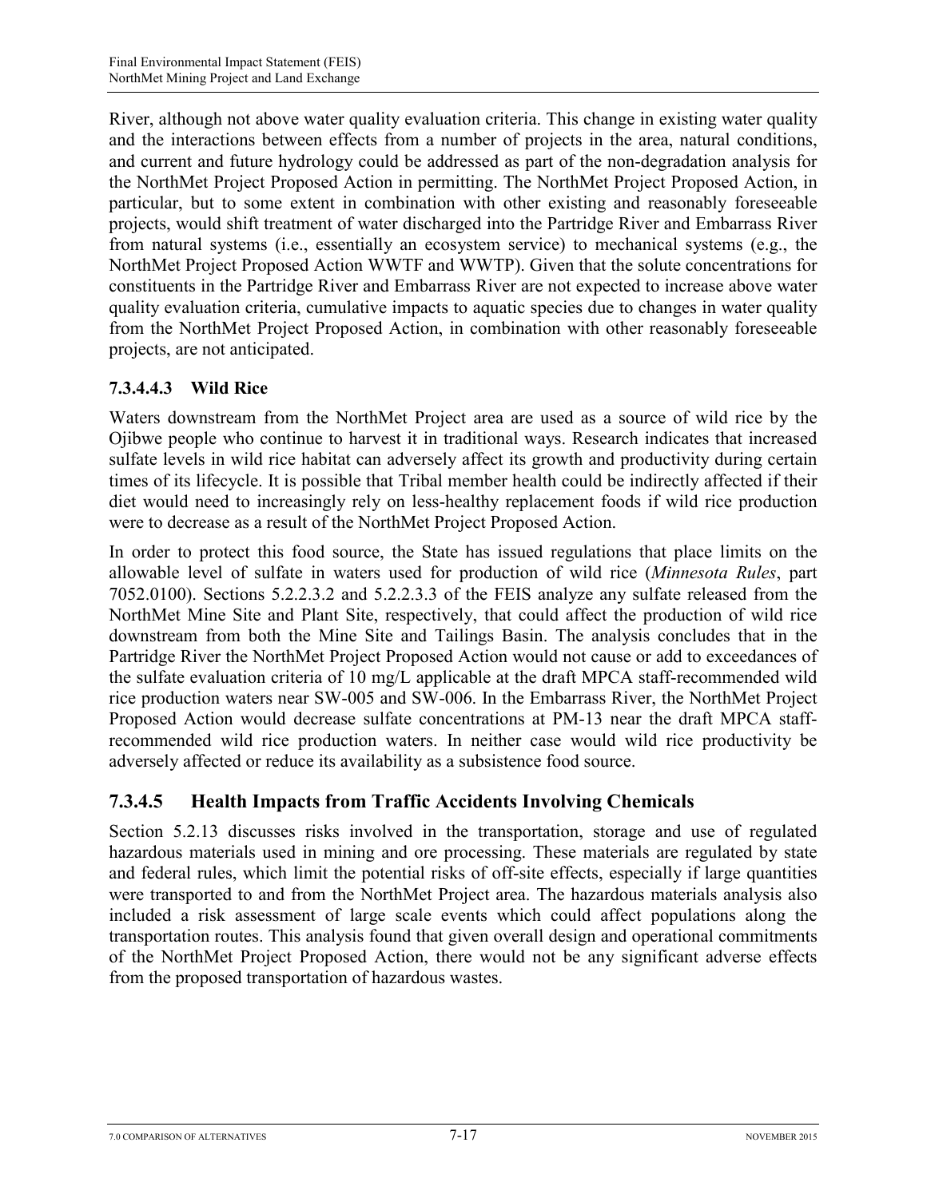River, although not above water quality evaluation criteria. This change in existing water quality and the interactions between effects from a number of projects in the area, natural conditions, and current and future hydrology could be addressed as part of the non-degradation analysis for the NorthMet Project Proposed Action in permitting. The NorthMet Project Proposed Action, in particular, but to some extent in combination with other existing and reasonably foreseeable projects, would shift treatment of water discharged into the Partridge River and Embarrass River from natural systems (i.e., essentially an ecosystem service) to mechanical systems (e.g., the NorthMet Project Proposed Action WWTF and WWTP). Given that the solute concentrations for constituents in the Partridge River and Embarrass River are not expected to increase above water quality evaluation criteria, cumulative impacts to aquatic species due to changes in water quality from the NorthMet Project Proposed Action, in combination with other reasonably foreseeable projects, are not anticipated.

#### 7.3.4.4.3 Wild Rice

Waters downstream from the NorthMet Project area are used as a source of wild rice by the Ojibwe people who continue to harvest it in traditional ways. Research indicates that increased sulfate levels in wild rice habitat can adversely affect its growth and productivity during certain times of its lifecycle. It is possible that Tribal member health could be indirectly affected if their diet would need to increasingly rely on less-healthy replacement foods if wild rice production were to decrease as a result of the NorthMet Project Proposed Action.

In order to protect this food source, the State has issued regulations that place limits on the allowable level of sulfate in waters used for production of wild rice (*Minnesota Rules*, part 7052.0100). Sections 5.2.2.3.2 and 5.2.2.3.3 of the FEIS analyze any sulfate released from the NorthMet Mine Site and Plant Site, respectively, that could affect the production of wild rice downstream from both the Mine Site and Tailings Basin. The analysis concludes that in the Partridge River the NorthMet Project Proposed Action would not cause or add to exceedances of the sulfate evaluation criteria of 10 mg/L applicable at the draft MPCA staff-recommended wild rice production waters near SW-005 and SW-006. In the Embarrass River, the NorthMet Project Proposed Action would decrease sulfate concentrations at PM-13 near the draft MPCA staff-recommended wild rice production waters. In neither case would wild rice productivity be adversely affected or reduce its availability as a subsistence food source.

### 7.3.4.5 Health Impacts from Traffic Accidents Involving Chemicals

Section 5.2.13 discusses risks involved in the transportation, storage and use of regulated hazardous materials used in mining and ore processing. These materials are regulated by state and federal rules, which limit the potential risks of off-site effects, especially if large quantities were transported to and from the NorthMet Project area. The hazardous materials analysis also included a risk assessment of large scale events which could affect populations along the transportation routes. This analysis found that given overall design and operational commitments of the NorthMet Project Proposed Action, there would not be any significant adverse effects from the proposed transportation of hazardous wastes.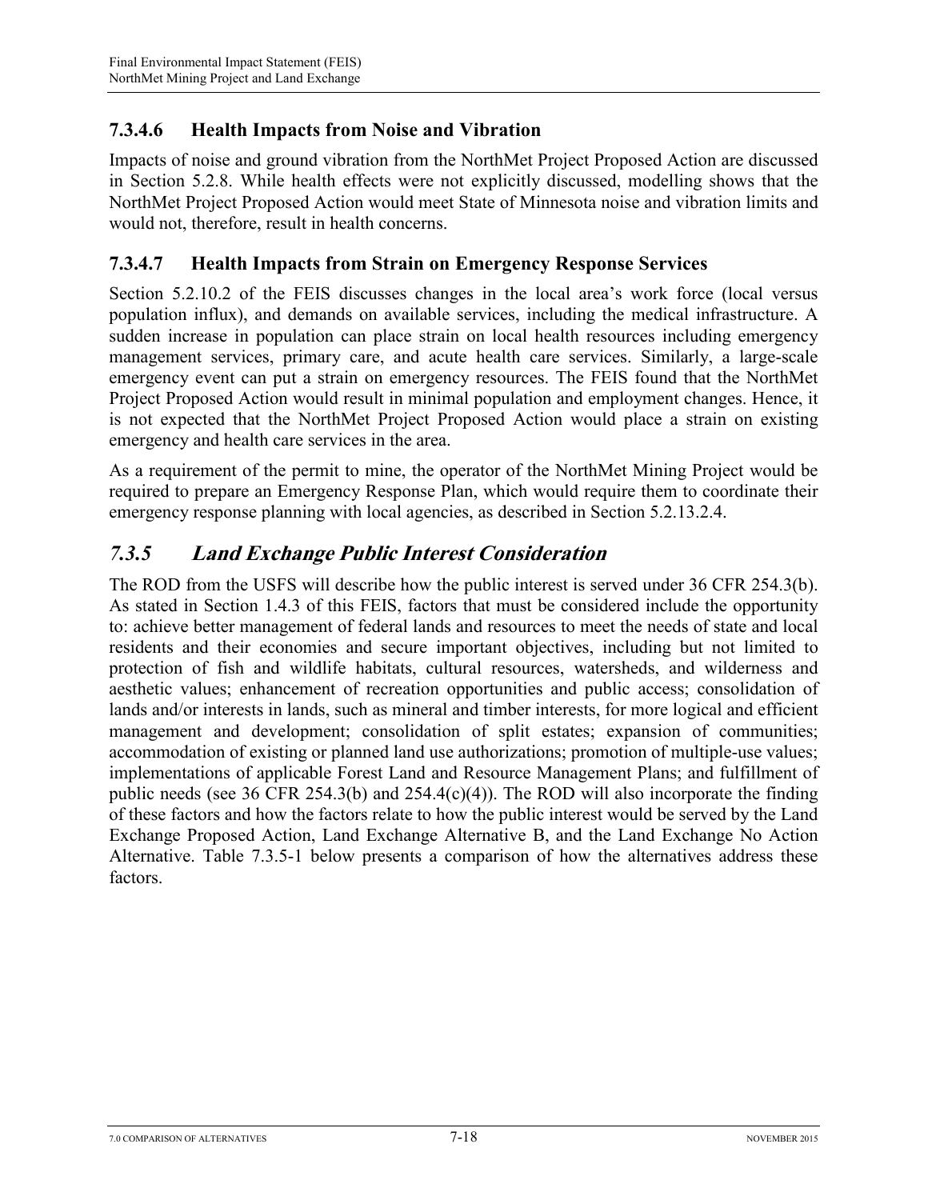### 7.3.4.6 Health Impacts from Noise and Vibration

Impacts of noise and ground vibration from the NorthMet Project Proposed Action are discussed in Section 5.2.8. While health effects were not explicitly discussed, modelling shows that the NorthMet Project Proposed Action would meet State of Minnesota noise and vibration limits and would not, therefore, result in health concerns.

### 7.3.4.7 Health Impacts from Strain on Emergency Response Services

Section 5.2.10.2 of the FEIS discusses changes in the local area's work force (local versus population influx), and demands on available services, including the medical infrastructure. A sudden increase in population can place strain on local health resources including emergency management services, primary care, and acute health care services. Similarly, a large-scale emergency event can put a strain on emergency resources. The FEIS found that the NorthMet Project Proposed Action would result in minimal population and employment changes. Hence, it is not expected that the NorthMet Project Proposed Action would place a strain on existing emergency and health care services in the area.

As a requirement of the permit to mine, the operator of the NorthMet Mining Project would be required to prepare an Emergency Response Plan, which would require them to coordinate their emergency response planning with local agencies, as described in Section 5.2.13.2.4.

## *7.3.5 Land Exchange Public Interest Consideration*

The ROD from the USFS will describe how the public interest is served under 36 CFR 254.3(b). As stated in Section 1.4.3 of this FEIS, factors that must be considered include the opportunity to: achieve better management of federal lands and resources to meet the needs of state and local residents and their economies and secure important objectives, including but not limited to protection of fish and wildlife habitats, cultural resources, watersheds, and wilderness and aesthetic values; enhancement of recreation opportunities and public access; consolidation of lands and/or interests in lands, such as mineral and timber interests, for more logical and efficient management and development; consolidation of split estates; expansion of communities; accommodation of existing or planned land use authorizations; promotion of multiple-use values; implementations of applicable Forest Land and Resource Management Plans; and fulfillment of public needs (see 36 CFR 254.3(b) and 254.4(c)(4)). The ROD will also incorporate the finding of these factors and how the factors relate to how the public interest would be served by the Land Exchange Proposed Action, Land Exchange Alternative B, and the Land Exchange No Action Alternative. Table 7.3.5-1 below presents a comparison of how the alternatives address these factors.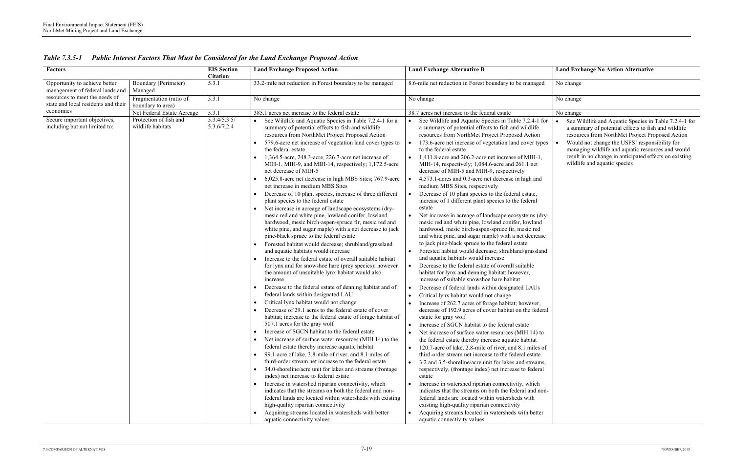*Table 7.3.5-1 Public Interest Factors That Must be Considered for the Land Exchange Proposed Action*

| Factors | | EIS Section Citation | Land Exchange Proposed Action | Land Exchange Alternative B | Land Exchange No Action Alternative |
|---|---|---|---|---|---|
| Opportunity to achieve better management of federal lands and resources to meet the needs of state and local residents and their economies | Boundary (Perimeter) Managed | 5.3.1 | 33.2-mile net reduction in Forest boundary to be managed | 8.6-mile net reduction in Forest boundary to be managed | No change |
| | Fragmentation (ratio of boundary to area) | 5.3.1 | No change | No change | No change |
| | Net Federal Estate Acreage | 5.3.1 | 385.1 acres net increase to the federal estate | 38.7 acres net increase to the federal estate | No change |
| Secure important objectives, including but not limited to: | Protection of fish and wildlife habitats | 5.3.4/5.3.5/ 5.3.6/7.2.4 | • See Wildlife and Aquatic Species in Table 7.2.4-1 for a summary of potential effects to fish and wildlife resources from NorthMet Project Proposed Action<br>• 579.6-acre net increase of vegetation land cover types to the federal estate<br>• 1,364.5-acre, 248.3-acre, 226.7-acre net increase of MIH-1, MIH-9, and MIH-14, respectively; 1,172.5-acre net decrease of MIH-5<br>• 6,025.8-acre net decrease in high MBS Sites; 767.9-acre net increase in medium MBS Sites<br>• Decrease of 10 plant species, increase of three different plant species to the federal estate<br>• Net increase in acreage of landscape ecosystems (dry-mesic red and white pine, lowland conifer, lowland hardwood, mesic birch-aspen-spruce fir, mesic red and white pine, and sugar maple) with a net decrease to jack pine-black spruce to the federal estate<br>• Forested habitat would decrease; shrubland/grassland and aquatic habitats would increase<br>• Increase to the federal estate of overall suitable habitat for lynx and for snowshoe hare (prey species); however the amount of unsuitable lynx habitat would also increase<br>• Decrease to the federal estate of denning habitat and of federal lands within designated LAU<br>• Critical lynx habitat would not change<br>• Decrease of 29.1 acres to the federal estate of cover habitat; increase to the federal estate of forage habitat of 507.1 acres for the gray wolf<br>• Increase of SGCN habitat to the federal estate<br>• Net increase of surface water resources (MIH 14) to the federal estate thereby increase aquatic habitat<br>• 99.1-acre of lake, 3.8-mile of river, and 8.1 miles of third-order stream net increase to the federal estate<br>• 34.0-shoreline/acre unit for lakes and streams (frontage index) net increase to federal estate<br>• Increase in watershed riparian connectivity, which indicates that the streams on both the federal and non-federal lands are located within watersheds with existing high-quality riparian connectivity<br>• Acquiring streams located in watersheds with better aquatic connectivity values | • See Wildlife and Aquatic Species in Table 7.2.4-1 for a summary of potential effects to fish and wildlife resources from NorthMet Project Proposed Action<br>• 173.6-acre net increase of vegetation land cover types to the federal estate<br>• 1,411.8-acre and 206.2-acre net increase of MIH-1, MIH-14, respectively; 1,084.6-acre and 261.1 net decrease of MIH-5 and MIH-9, respectively<br>• 4,573.1-acres and 0.3-acre net decrease in high and medium MBS Sites, respectively<br>• Decrease of 10 plant species to the federal estate, increase of 1 different plant species to the federal estate<br>• Net increase in acreage of landscape ecosystems (dry-mesic red and white pine, lowland conifer, lowland hardwood, mesic birch-aspen-spruce fir, mesic red and white pine, and sugar maple) with a net decrease to jack pine-black spruce to the federal estate<br>• Forested habitat would decrease; shrubland/grassland and aquatic habitats would increase<br>• Decrease to the federal estate of overall suitable habitat for lynx and denning habitat; however, increase of suitable snowshoe hare habitat<br>• Decrease of federal lands within designated LAUs<br>• Critical lynx habitat would not change<br>• Increase of 262.7 acres of forage habitat; however, decrease of 192.9 acres of cover habitat on the federal estate for gray wolf<br>• Increase of SGCN habitat to the federal estate<br>• Net increase of surface water resources (MIH 14) to the federal estate thereby increase aquatic habitat<br>• 120.7-acre of lake, 2.8-mile of river, and 8.1 miles of third-order stream net increase to the federal estate<br>• 3.2 and 3.5-shoreline/acre unit for lakes and streams, respectively, (frontage index) net increase to federal estate<br>• Increase in watershed riparian connectivity, which indicates that the streams on both the federal and non-federal lands are located within watersheds with existing high-quality riparian connectivity<br>• Acquiring streams located in watersheds with better aquatic connectivity values | • See Wildlife and Aquatic Species in Table 7.2.4-1 for a summary of potential effects to fish and wildlife resources from NorthMet Project Proposed Action<br>• Would not change the USFS' responsibility for managing wildlife and aquatic resources and would result in no change in anticipated effects on existing wildlife and aquatic species |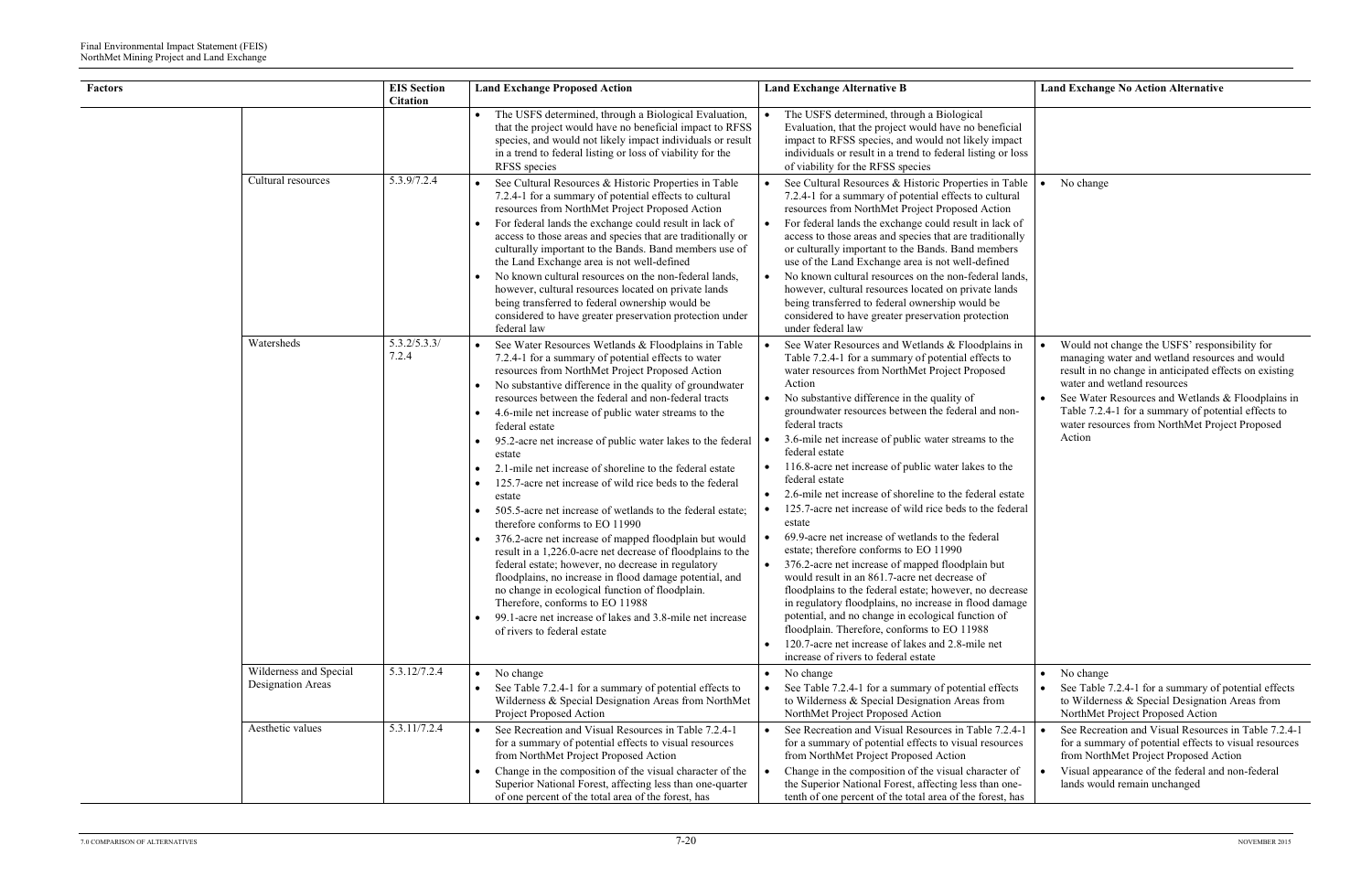| Factors | | EIS Section Citation | Land Exchange Proposed Action | Land Exchange Alternative B | Land Exchange No Action Alternative |
|---|---|---|---|---|---|
| | | | • The USFS determined, through a Biological Evaluation, that the project would have no beneficial impact to RFSS species, and would not likely impact individuals or result in a trend to federal listing or loss of viability for the RFSS species | • The USFS determined, through a Biological Evaluation, that the project would have no beneficial impact to RFSS species, and would not likely impact individuals or result in a trend to federal listing or loss of viability for the RFSS species | |
| | Cultural resources | 5.3.9/7.2.4 | • See Cultural Resources & Historic Properties in Table 7.2.4-1 for a summary of potential effects to cultural resources from NorthMet Project Proposed Action<br>• For federal lands the exchange could result in lack of access to those areas and species that are traditionally or culturally important to the Bands. Band members use of the Land Exchange area is not well-defined<br>• No known cultural resources on the non-federal lands, however, cultural resources located on private lands being transferred to federal ownership would be considered to have greater preservation protection under federal law | • See Cultural Resources & Historic Properties in Table 7.2.4-1 for a summary of potential effects to cultural resources from NorthMet Project Proposed Action<br>• For federal lands the exchange could result in lack of access to those areas and species that are traditionally or culturally important to the Bands. Band members use of the Land Exchange area is not well-defined<br>• No known cultural resources on the non-federal lands, however, cultural resources located on private lands being transferred to federal ownership would be considered to have greater preservation protection under federal law | • No change |
| | Watersheds | 5.3.2/5.3.3/ 7.2.4 | • See Water Resources Wetlands & Floodplains in Table 7.2.4-1 for a summary of potential effects to water resources from NorthMet Project Proposed Action<br>• No substantive difference in the quality of groundwater resources between the federal and non-federal tracts<br>• 4.6-mile net increase of public water streams to the federal estate<br>• 95.2-acre net increase of public water lakes to the federal estate<br>• 2.1-mile net increase of shoreline to the federal estate<br>• 125.7-acre net increase of wild rice beds to the federal estate<br>• 505.5-acre net increase of wetlands to the federal estate; therefore conforms to EO 11990<br>• 376.2-acre net increase of mapped floodplain but would result in a 1,226.0-acre net decrease of floodplains to the federal estate; however, no decrease in regulatory floodplains, no increase in flood damage potential, and no change in ecological function of floodplain. Therefore, conforms to EO 11988<br>• 99.1-acre net increase of lakes and 3.8-mile net increase of rivers to federal estate | • See Water Resources and Wetlands & Floodplains in Table 7.2.4-1 for a summary of potential effects to water resources from NorthMet Project Proposed Action<br>• No substantive difference in the quality of groundwater resources between the federal and non-federal tracts<br>• 3.6-mile net increase of public water streams to the federal estate<br>• 116.8-acre net increase of public water lakes to the federal estate<br>• 2.6-mile net increase of shoreline to the federal estate<br>• 125.7-acre net increase of wild rice beds to the federal estate<br>• 69.9-acre net increase of wetlands to the federal estate; therefore conforms to EO 11990<br>• 376.2-acre net increase of mapped floodplain but would result in an 861.7-acre net decrease of floodplains to the federal estate; however, no decrease in regulatory floodplains, no increase in flood damage potential, and no change in ecological function of floodplain. Therefore, conforms to EO 11988<br>• 120.7-acre net increase of lakes and 2.8-mile net increase of rivers to federal estate | • Would not change the USFS' responsibility for managing water and wetland resources and would result in no change in anticipated effects on existing water and wetland resources<br>• See Water Resources and Wetlands & Floodplains in Table 7.2.4-1 for a summary of potential effects to water resources from NorthMet Project Proposed Action |
| | Wilderness and Special Designation Areas | 5.3.12/7.2.4 | • No change<br>• See Table 7.2.4-1 for a summary of potential effects to Wilderness & Special Designation Areas from NorthMet Project Proposed Action | • No change<br>• See Table 7.2.4-1 for a summary of potential effects to Wilderness & Special Designation Areas from NorthMet Project Proposed Action | • No change<br>• See Table 7.2.4-1 for a summary of potential effects to Wilderness & Special Designation Areas from NorthMet Project Proposed Action |
| | Aesthetic values | 5.3.11/7.2.4 | • See Recreation and Visual Resources in Table 7.2.4-1 for a summary of potential effects to visual resources from NorthMet Project Proposed Action<br>• Change in the composition of the visual character of the Superior National Forest, affecting less than one-quarter of one percent of the total area of the forest, has | • See Recreation and Visual Resources in Table 7.2.4-1 for a summary of potential effects to visual resources from NorthMet Project Proposed Action<br>• Change in the composition of the visual character of the Superior National Forest, affecting less than one-tenth of one percent of the total area of the forest, has | • See Recreation and Visual Resources in Table 7.2.4-1 for a summary of potential effects to visual resources from NorthMet Project Proposed Action<br>• Visual appearance of the federal and non-federal lands would remain unchanged |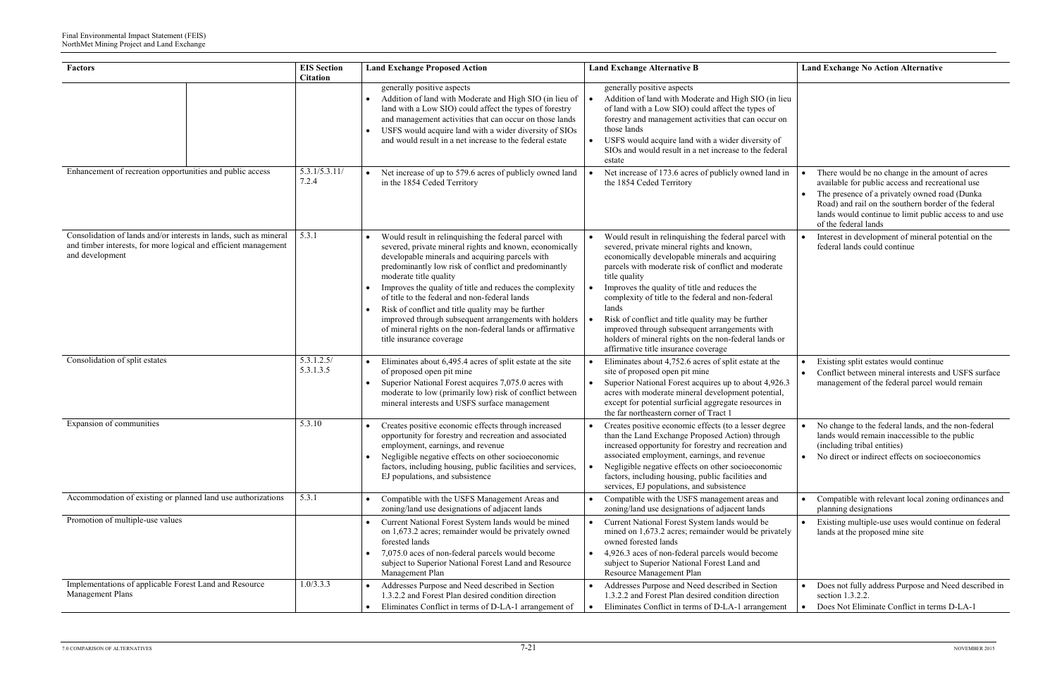| Factors | | EIS Section Citation | Land Exchange Proposed Action | Land Exchange Alternative B | Land Exchange No Action Alternative |
|---|---|---|---|---|---|
| | | | generally positive aspects<br>• Addition of land with Moderate and High SIO (in lieu of land with a Low SIO) could affect the types of forestry and management activities that can occur on those lands<br>• USFS would acquire land with a wider diversity of SIOs and would result in a net increase to the federal estate | generally positive aspects<br>• Addition of land with Moderate and High SIO (in lieu of land with a Low SIO) could affect the types of forestry and management activities that can occur on those lands<br>• USFS would acquire land with a wider diversity of SIOs and would result in a net increase to the federal estate | |
| Enhancement of recreation opportunities and public access | | 5.3.1/5.3.11/ 7.2.4 | • Net increase of up to 579.6 acres of publicly owned land in the 1854 Ceded Territory | • Net increase of 173.6 acres of publicly owned land in the 1854 Ceded Territory | • There would be no change in the amount of acres available for public access and recreational use<br>• The presence of a privately owned road (Dunka Road) and rail on the southern border of the federal lands would continue to limit public access to and use of the federal lands |
| Consolidation of lands and/or interests in lands, such as mineral and timber interests, for more logical and efficient management and development | | 5.3.1 | • Would result in relinquishing the federal parcel with severed, private mineral rights and known, economically developable minerals and acquiring parcels with predominantly low risk of conflict and predominantly moderate title quality<br>• Improves the quality of title and reduces the complexity of title to the federal and non-federal lands<br>• Risk of conflict and title quality may be further improved through subsequent arrangements with holders of mineral rights on the non-federal lands or affirmative title insurance coverage | • Would result in relinquishing the federal parcel with severed, private mineral rights and known, economically developable minerals and acquiring parcels with moderate risk of conflict and moderate title quality<br>• Improves the quality of title and reduces the complexity of title to the federal and non-federal lands<br>• Risk of conflict and title quality may be further improved through subsequent arrangements with holders of mineral rights on the non-federal lands or affirmative title insurance coverage | • Interest in development of mineral potential on the federal lands could continue |
| Consolidation of split estates | | 5.3.1.2.5/ 5.3.1.3.5 | • Eliminates about 6,495.4 acres of split estate at the site of proposed open pit mine<br>• Superior National Forest acquires 7,075.0 acres with moderate to low (primarily low) risk of conflict between mineral interests and USFS surface management | • Eliminates about 4,752.6 acres of split estate at the site of proposed open pit mine<br>• Superior National Forest acquires up to about 4,926.3 acres with moderate mineral development potential, except for potential surficial aggregate resources in the far northeastern corner of Tract 1 | • Existing split estates would continue<br>• Conflict between mineral interests and USFS surface management of the federal parcel would remain |
| Expansion of communities | | 5.3.10 | • Creates positive economic effects through increased opportunity for forestry and recreation and associated employment, earnings, and revenue<br>• Negligible negative effects on other socioeconomic factors, including housing, public facilities and services, EJ populations, and subsistence | • Creates positive economic effects (to a lesser degree than the Land Exchange Proposed Action) through increased opportunity for forestry and recreation and associated employment, earnings, and revenue<br>• Negligible negative effects on other socioeconomic factors, including housing, public facilities and services, EJ populations, and subsistence | • No change to the federal lands, and the non-federal lands would remain inaccessible to the public (including tribal entities)<br>• No direct or indirect effects on socioeconomics |
| Accommodation of existing or planned land use authorizations | | 5.3.1 | • Compatible with the USFS Management Areas and zoning/land use designations of adjacent lands | • Compatible with the USFS management areas and zoning/land use designations of adjacent lands | • Compatible with relevant local zoning ordinances and planning designations |
| Promotion of multiple-use values | | | • Current National Forest System lands would be mined on 1,673.2 acres; remainder would be privately owned forested lands<br>• 7,075.0 aces of non-federal parcels would become subject to Superior National Forest Land and Resource Management Plan | • Current National Forest System lands would be mined on 1,673.2 acres; remainder would be privately owned forested lands<br>• 4,926.3 aces of non-federal parcels would become subject to Superior National Forest Land and Resource Management Plan | • Existing multiple-use uses would continue on federal lands at the proposed mine site |
| Implementations of applicable Forest Land and Resource Management Plans | | 1.0/3.3.3 | • Addresses Purpose and Need described in Section 1.3.2.2 and Forest Plan desired condition direction<br>• Eliminates Conflict in terms of D-LA-1 arrangement of | • Addresses Purpose and Need described in Section 1.3.2.2 and Forest Plan desired condition direction<br>• Eliminates Conflict in terms of D-LA-1 arrangement | • Does not fully address Purpose and Need described in section 1.3.2.2.<br>• Does Not Eliminate Conflict in terms D-LA-1 |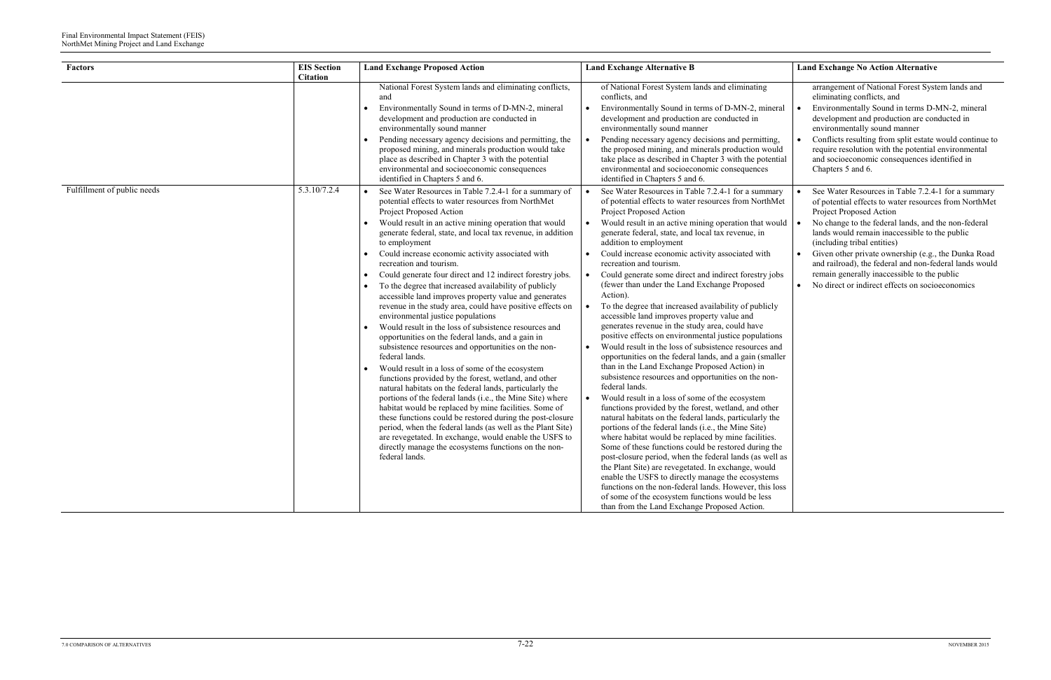| Factors | EIS Section Citation | Land Exchange Proposed Action | Land Exchange Alternative B | Land Exchange No Action Alternative |
|---|---|---|---|---|
| | | National Forest System lands and eliminating conflicts, and<br>• Environmentally Sound in terms of D-MN-2, mineral development and production are conducted in environmentally sound manner<br>• Pending necessary agency decisions and permitting, the proposed mining, and minerals production would take place as described in Chapter 3 with the potential environmental and socioeconomic consequences identified in Chapters 5 and 6. | of National Forest System lands and eliminating conflicts, and<br>• Environmentally Sound in terms of D-MN-2, mineral development and production are conducted in environmentally sound manner<br>• Pending necessary agency decisions and permitting, the proposed mining, and minerals production would take place as described in Chapter 3 with the potential environmental and socioeconomic consequences identified in Chapters 5 and 6. | arrangement of National Forest System lands and eliminating conflicts, and<br>• Environmentally Sound in terms D-MN-2, mineral development and production are conducted in environmentally sound manner<br>• Conflicts resulting from split estate would continue to require resolution with the potential environmental and socioeconomic consequences identified in Chapters 5 and 6. |
| Fulfillment of public needs | 5.3.10/7.2.4 | • See Water Resources in Table 7.2.4-1 for a summary of potential effects to water resources from NorthMet Project Proposed Action<br>• Would result in an active mining operation that would generate federal, state, and local tax revenue, in addition to employment<br>• Could increase economic activity associated with recreation and tourism.<br>• Could generate four direct and 12 indirect forestry jobs.<br>• To the degree that increased availability of publicly accessible land improves property value and generates revenue in the study area, could have positive effects on environmental justice populations<br>• Would result in the loss of subsistence resources and opportunities on the federal lands, and a gain in subsistence resources and opportunities on the non-federal lands.<br>• Would result in a loss of some of the ecosystem functions provided by the forest, wetland, and other natural habitats on the federal lands, particularly the portions of the federal lands (i.e., the Mine Site) where habitat would be replaced by mine facilities. Some of these functions could be restored during the post-closure period, when the federal lands (as well as the Plant Site) are revegetated. In exchange, would enable the USFS to directly manage the ecosystems functions on the non-federal lands. | • See Water Resources in Table 7.2.4-1 for a summary of potential effects to water resources from NorthMet Project Proposed Action<br>• Would result in an active mining operation that would generate federal, state, and local tax revenue, in addition to employment<br>• Could increase economic activity associated with recreation and tourism.<br>• Could generate some direct and indirect forestry jobs (fewer than under the Land Exchange Proposed Action).<br>• To the degree that increased availability of publicly accessible land improves property value and generates revenue in the study area, could have positive effects on environmental justice populations<br>• Would result in the loss of subsistence resources and opportunities on the federal lands, and a gain (smaller than in the Land Exchange Proposed Action) in subsistence resources and opportunities on the non-federal lands.<br>• Would result in a loss of some of the ecosystem functions provided by the forest, wetland, and other natural habitats on the federal lands, particularly the portions of the federal lands (i.e., the Mine Site) where habitat would be replaced by mine facilities. Some of these functions could be restored during the post-closure period, when the federal lands (as well as the Plant Site) are revegetated. In exchange, would enable the USFS to directly manage the ecosystems functions on the non-federal lands. However, this loss of some of the ecosystem functions would be less than from the Land Exchange Proposed Action. | • See Water Resources in Table 7.2.4-1 for a summary of potential effects to water resources from NorthMet Project Proposed Action<br>• No change to the federal lands, and the non-federal lands would remain inaccessible to the public (including tribal entities)<br>• Given other private ownership (e.g., the Dunka Road and railroad), the federal and non-federal lands would remain generally inaccessible to the public<br>• No direct or indirect effects on socioeconomics |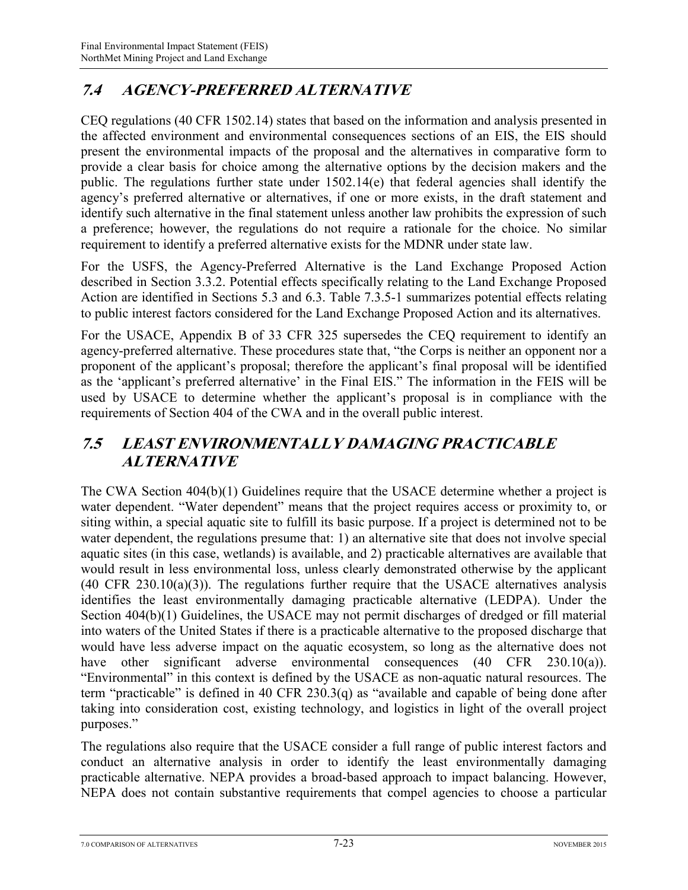## 7.4 AGENCY-PREFERRED ALTERNATIVE

CEQ regulations (40 CFR 1502.14) states that based on the information and analysis presented in the affected environment and environmental consequences sections of an EIS, the EIS should present the environmental impacts of the proposal and the alternatives in comparative form to provide a clear basis for choice among the alternative options by the decision makers and the public. The regulations further state under 1502.14(e) that federal agencies shall identify the agency's preferred alternative or alternatives, if one or more exists, in the draft statement and identify such alternative in the final statement unless another law prohibits the expression of such a preference; however, the regulations do not require a rationale for the choice. No similar requirement to identify a preferred alternative exists for the MDNR under state law.

For the USFS, the Agency-Preferred Alternative is the Land Exchange Proposed Action described in Section 3.3.2. Potential effects specifically relating to the Land Exchange Proposed Action are identified in Sections 5.3 and 6.3. Table 7.3.5-1 summarizes potential effects relating to public interest factors considered for the Land Exchange Proposed Action and its alternatives.

For the USACE, Appendix B of 33 CFR 325 supersedes the CEQ requirement to identify an agency-preferred alternative. These procedures state that, "the Corps is neither an opponent nor a proponent of the applicant's proposal; therefore the applicant's final proposal will be identified as the 'applicant's preferred alternative' in the Final EIS." The information in the FEIS will be used by USACE to determine whether the applicant's proposal is in compliance with the requirements of Section 404 of the CWA and in the overall public interest.

## 7.5 LEAST ENVIRONMENTALLY DAMAGING PRACTICABLE ALTERNATIVE

The CWA Section 404(b)(1) Guidelines require that the USACE determine whether a project is water dependent. "Water dependent" means that the project requires access or proximity to, or siting within, a special aquatic site to fulfill its basic purpose. If a project is determined not to be water dependent, the regulations presume that: 1) an alternative site that does not involve special aquatic sites (in this case, wetlands) is available, and 2) practicable alternatives are available that would result in less environmental loss, unless clearly demonstrated otherwise by the applicant (40 CFR 230.10(a)(3)). The regulations further require that the USACE alternatives analysis identifies the least environmentally damaging practicable alternative (LEDPA). Under the Section 404(b)(1) Guidelines, the USACE may not permit discharges of dredged or fill material into waters of the United States if there is a practicable alternative to the proposed discharge that would have less adverse impact on the aquatic ecosystem, so long as the alternative does not have other significant adverse environmental consequences (40 CFR 230.10(a)). "Environmental" in this context is defined by the USACE as non-aquatic natural resources. The term "practicable" is defined in 40 CFR 230.3(q) as "available and capable of being done after taking into consideration cost, existing technology, and logistics in light of the overall project purposes."

The regulations also require that the USACE consider a full range of public interest factors and conduct an alternative analysis in order to identify the least environmentally damaging practicable alternative. NEPA provides a broad-based approach to impact balancing. However, NEPA does not contain substantive requirements that compel agencies to choose a particular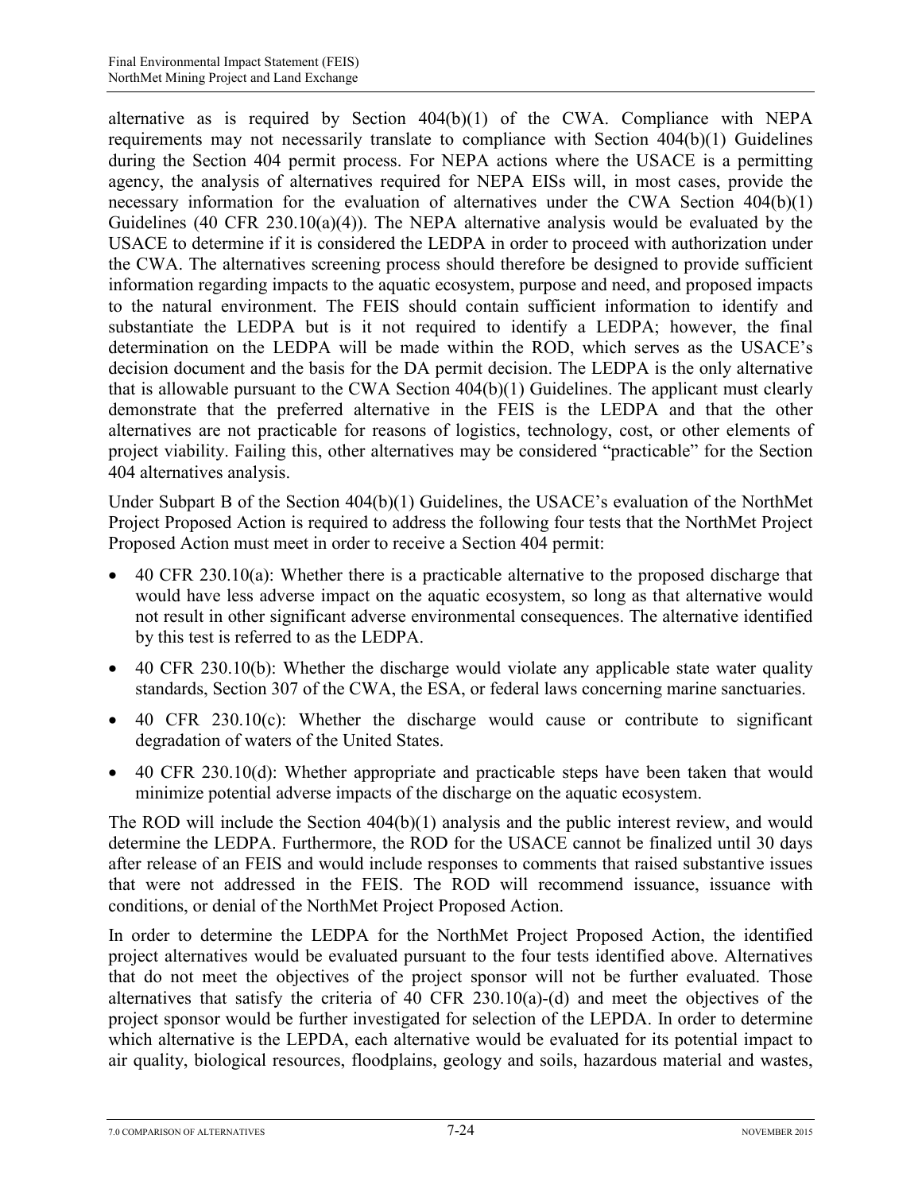alternative as is required by Section 404(b)(1) of the CWA. Compliance with NEPA requirements may not necessarily translate to compliance with Section 404(b)(1) Guidelines during the Section 404 permit process. For NEPA actions where the USACE is a permitting agency, the analysis of alternatives required for NEPA EISs will, in most cases, provide the necessary information for the evaluation of alternatives under the CWA Section 404(b)(1) Guidelines (40 CFR 230.10(a)(4)). The NEPA alternative analysis would be evaluated by the USACE to determine if it is considered the LEDPA in order to proceed with authorization under the CWA. The alternatives screening process should therefore be designed to provide sufficient information regarding impacts to the aquatic ecosystem, purpose and need, and proposed impacts to the natural environment. The FEIS should contain sufficient information to identify and substantiate the LEDPA but is it not required to identify a LEDPA; however, the final determination on the LEDPA will be made within the ROD, which serves as the USACE's decision document and the basis for the DA permit decision. The LEDPA is the only alternative that is allowable pursuant to the CWA Section 404(b)(1) Guidelines. The applicant must clearly demonstrate that the preferred alternative in the FEIS is the LEDPA and that the other alternatives are not practicable for reasons of logistics, technology, cost, or other elements of project viability. Failing this, other alternatives may be considered "practicable" for the Section 404 alternatives analysis.

Under Subpart B of the Section 404(b)(1) Guidelines, the USACE's evaluation of the NorthMet Project Proposed Action is required to address the following four tests that the NorthMet Project Proposed Action must meet in order to receive a Section 404 permit:

- 40 CFR 230.10(a): Whether there is a practicable alternative to the proposed discharge that would have less adverse impact on the aquatic ecosystem, so long as that alternative would not result in other significant adverse environmental consequences. The alternative identified by this test is referred to as the LEDPA.
- 40 CFR 230.10(b): Whether the discharge would violate any applicable state water quality standards, Section 307 of the CWA, the ESA, or federal laws concerning marine sanctuaries.
- 40 CFR 230.10(c): Whether the discharge would cause or contribute to significant degradation of waters of the United States.
- 40 CFR 230.10(d): Whether appropriate and practicable steps have been taken that would minimize potential adverse impacts of the discharge on the aquatic ecosystem.

The ROD will include the Section 404(b)(1) analysis and the public interest review, and would determine the LEDPA. Furthermore, the ROD for the USACE cannot be finalized until 30 days after release of an FEIS and would include responses to comments that raised substantive issues that were not addressed in the FEIS. The ROD will recommend issuance, issuance with conditions, or denial of the NorthMet Project Proposed Action.

In order to determine the LEDPA for the NorthMet Project Proposed Action, the identified project alternatives would be evaluated pursuant to the four tests identified above. Alternatives that do not meet the objectives of the project sponsor will not be further evaluated. Those alternatives that satisfy the criteria of 40 CFR 230.10(a)-(d) and meet the objectives of the project sponsor would be further investigated for selection of the LEPDA. In order to determine which alternative is the LEPDA, each alternative would be evaluated for its potential impact to air quality, biological resources, floodplains, geology and soils, hazardous material and wastes,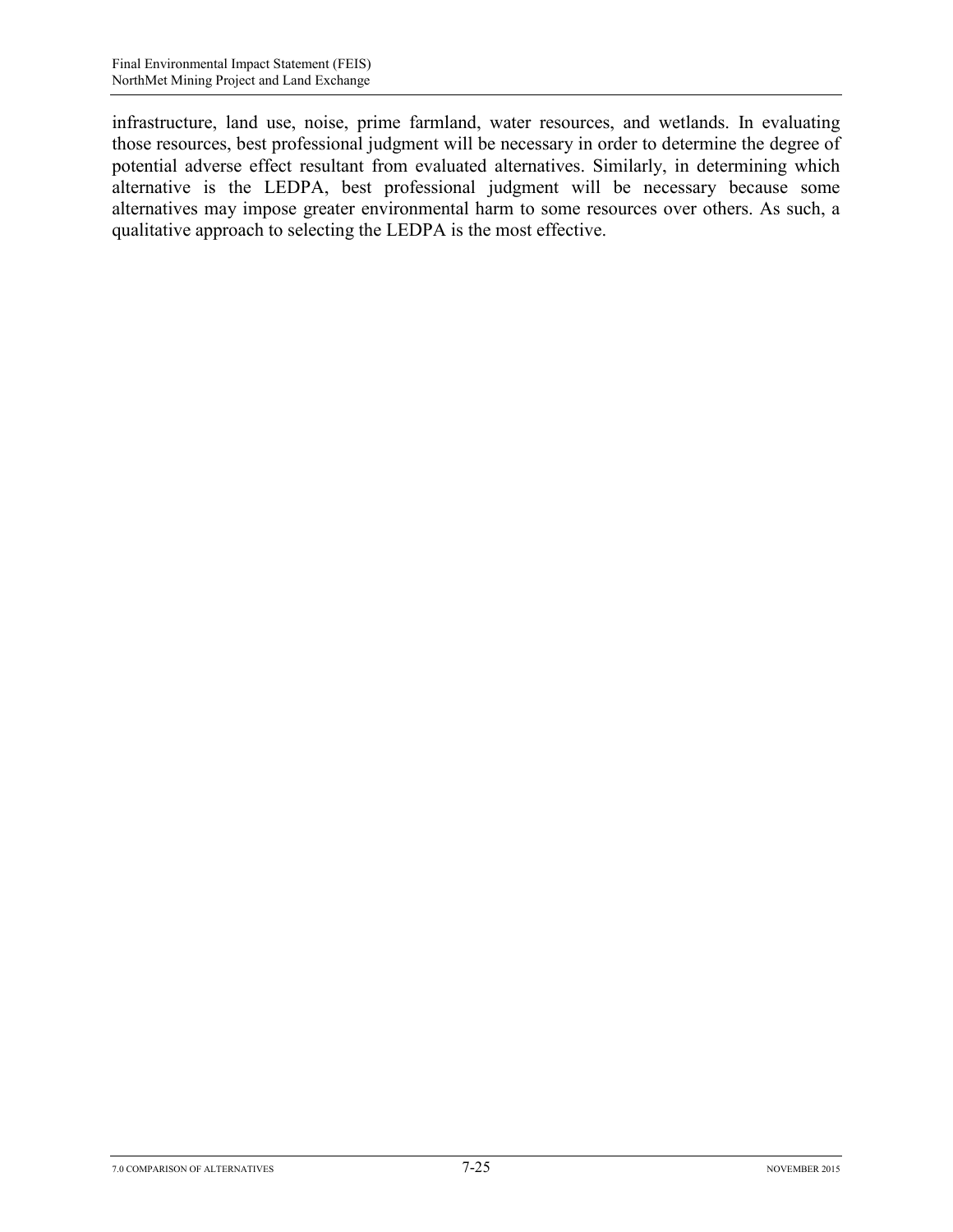infrastructure, land use, noise, prime farmland, water resources, and wetlands. In evaluating those resources, best professional judgment will be necessary in order to determine the degree of potential adverse effect resultant from evaluated alternatives. Similarly, in determining which alternative is the LEDPA, best professional judgment will be necessary because some alternatives may impose greater environmental harm to some resources over others. As such, a qualitative approach to selecting the LEDPA is the most effective.